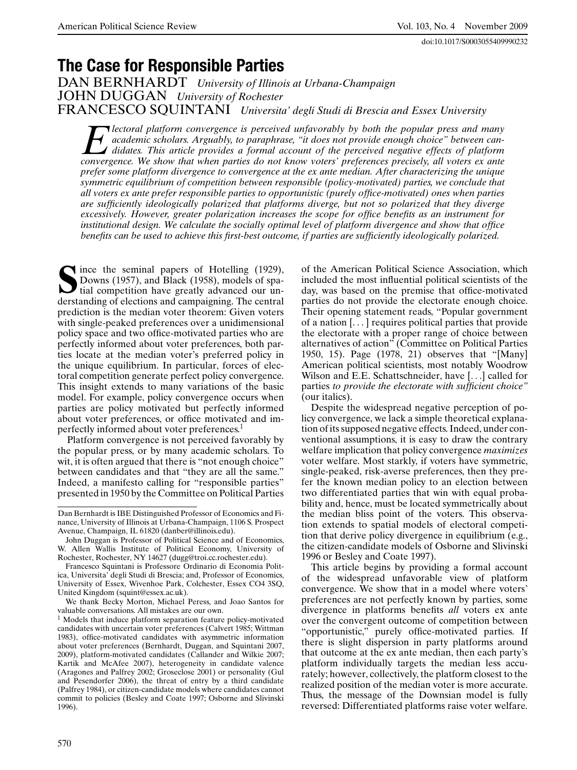doi:10.1017/S0003055409990232

# The Case for Responsible Parties

DAN BERNHARDT *University of Illinois at Urbana-Champaign*
JOHN DUGGAN *University of Rochester*
FRANCESCO SQUINTANI *Universita' degli Studi di Brescia and Essex University*

*Electoral platform convergence is perceived unfavorably by both the popular press and many academic scholars. Arguably, to paraphrase, "it does not provide enough choice" between candidates. This article provides a formal account of the perceived negative effects of platform convergence. We show that when parties do not know voters' preferences precisely, all voters ex ante prefer some platform divergence to convergence at the ex ante median. After characterizing the unique symmetric equilibrium of competition between responsible (policy-motivated) parties, we conclude that all voters ex ante prefer responsible parties to opportunistic (purely office-motivated) ones when parties are sufficiently ideologically polarized that platforms diverge, but not so polarized that they diverge excessively. However, greater polarization increases the scope for office benefits as an instrument for institutional design. We calculate the socially optimal level of platform divergence and show that office benefits can be used to achieve this first-best outcome, if parties are sufficiently ideologically polarized.*

Since the seminal papers of Hotelling (1929), Downs (1957), and Black (1958), models of spatial competition have greatly advanced our understanding of elections and campaigning. The central prediction is the median voter theorem: Given voters with single-peaked preferences over a unidimensional policy space and two office-motivated parties who are perfectly informed about voter preferences, both parties locate at the median voter's preferred policy in the unique equilibrium. In particular, forces of electoral competition generate perfect policy convergence. This insight extends to many variations of the basic model. For example, policy convergence occurs when parties are policy motivated but perfectly informed about voter preferences, or office motivated and imperfectly informed about voter preferences.[1]

Platform convergence is not perceived favorably by the popular press, or by many academic scholars. To wit, it is often argued that there is "not enough choice" between candidates and that "they are all the same." Indeed, a manifesto calling for "responsible parties" presented in 1950 by the Committee on Political Parties of the American Political Science Association, which included the most influential political scientists of the day, was based on the premise that office-motivated parties do not provide the electorate enough choice. Their opening statement reads, "Popular government of a nation [...] requires political parties that provide the electorate with a proper range of choice between alternatives of action" (Committee on Political Parties 1950, 15). Page (1978, 21) observes that "[Many] American political scientists, most notably Woodrow Wilson and E.E. Schattschneider, have [...] called for parties *to provide the electorate with sufficient choice*" (our italics).

Despite the widespread negative perception of policy convergence, we lack a simple theoretical explanation of its supposed negative effects. Indeed, under conventional assumptions, it is easy to draw the contrary welfare implication that policy convergence *maximizes* voter welfare. Most starkly, if voters have symmetric, single-peaked, risk-averse preferences, then they prefer the known median policy to an election between two differentiated parties that win with equal probability and, hence, must be located symmetrically about the median bliss point of the voters. This observation extends to spatial models of electoral competition that derive policy divergence in equilibrium (e.g., the citizen-candidate models of Osborne and Slivinski 1996 or Besley and Coate 1997).

This article begins by providing a formal account of the widespread unfavorable view of platform convergence. We show that in a model where voters' preferences are not perfectly known by parties, some divergence in platforms benefits *all* voters ex ante over the convergent outcome of competition between "opportunistic," purely office-motivated parties. If there is slight dispersion in party platforms around that outcome at the ex ante median, then each party's platform individually targets the median less accurately; however, collectively, the platform closest to the realized position of the median voter is more accurate. Thus, the message of the Downsian model is fully reversed: Differentiated platforms raise voter welfare.

---

Dan Bernhardt is IBE Distinguished Professor of Economics and Finance, University of Illinois at Urbana-Champaign, 1106 S. Prospect Avenue, Champaign, IL 61820 (danber@illinois.edu).

John Duggan is Professor of Political Science and of Economics, W. Allen Wallis Institute of Political Economy, University of Rochester, Rochester, NY 14627 (dugg@troi.cc.rochester.edu).

Francesco Squintani is Professore Ordinario di Economia Politica, Universita' degli Studi di Brescia; and, Professor of Economics, University of Essex, Wivenhoe Park, Colchester, Essex CO4 3SQ, United Kingdom (squint@essex.ac.uk).

We thank Becky Morton, Michael Peress, and Joao Santos for valuable conversations. All mistakes are our own.

[1] Models that induce platform separation feature policy-motivated candidates with uncertain voter preferences (Calvert 1985; Wittman 1983), office-motivated candidates with asymmetric information about voter preferences (Bernhardt, Duggan, and Squintani 2007, 2009), platform-motivated candidates (Callander and Wilkie 2007; Kartik and McAfee 2007), heterogeneity in candidate valence (Aragones and Palfrey 2002; Groseclose 2001) or personality (Gul and Pesendorfer 2006), the threat of entry by a third candidate (Palfrey 1984), or citizen-candidate models where candidates cannot commit to policies (Besley and Coate 1997; Osborne and Slivinski 1996).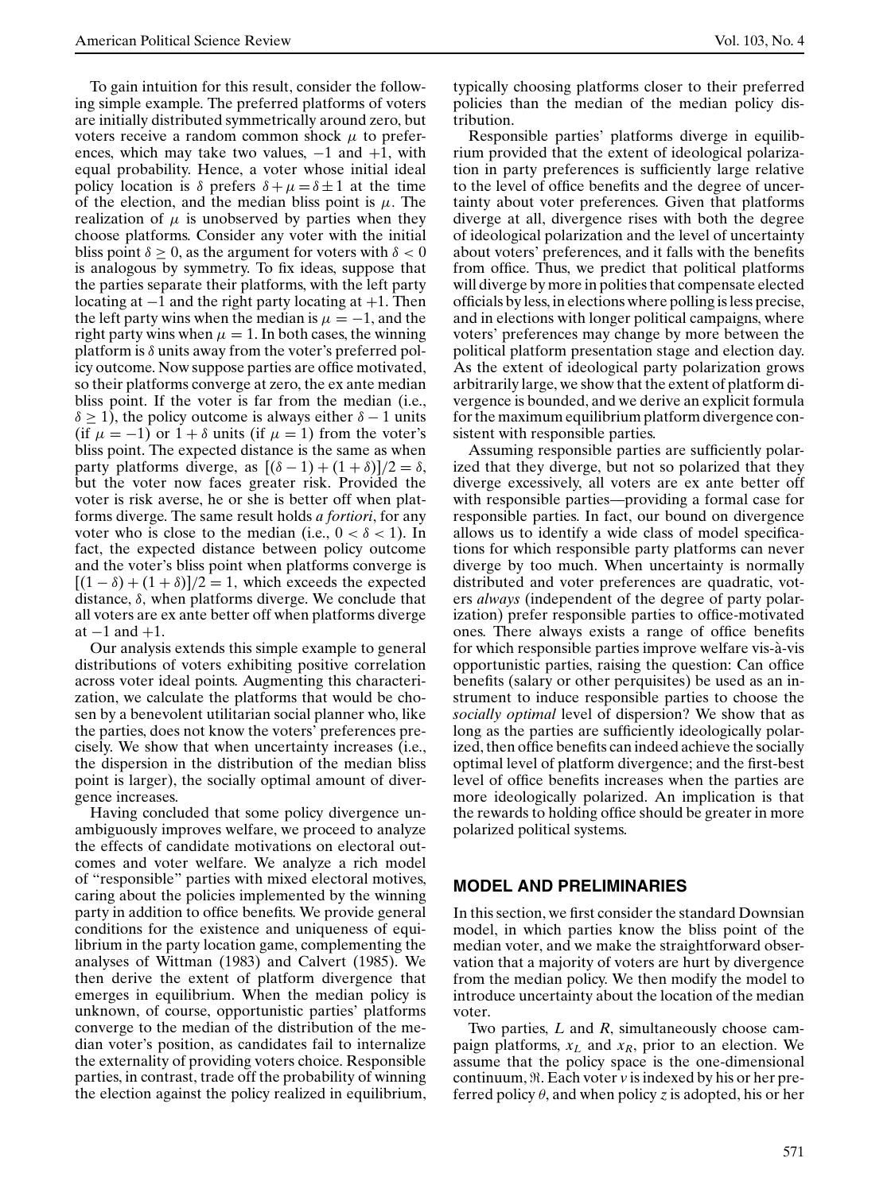To gain intuition for this result, consider the following simple example. The preferred platforms of voters are initially distributed symmetrically around zero, but voters receive a random common shock $\mu$ to preferences, which may take two values, $-1$ and $+1$, with equal probability. Hence, a voter whose initial ideal policy location is $\delta$ prefers $\delta + \mu = \delta \pm 1$ at the time of the election, and the median bliss point is $\mu$. The realization of $\mu$ is unobserved by parties when they choose platforms. Consider any voter with the initial bliss point $\delta \geq 0$, as the argument for voters with $\delta < 0$ is analogous by symmetry. To fix ideas, suppose that the parties separate their platforms, with the left party locating at $-1$ and the right party locating at $+1$. Then the left party wins when the median is $\mu = -1$, and the right party wins when $\mu = 1$. In both cases, the winning platform is $\delta$ units away from the voter's preferred policy outcome. Now suppose parties are office motivated, so their platforms converge at zero, the ex ante median bliss point. If the voter is far from the median (i.e., $\delta \geq 1$), the policy outcome is always either $\delta - 1$ units (if $\mu = -1$) or $1 + \delta$ units (if $\mu = 1$) from the voter's bliss point. The expected distance is the same as when party platforms diverge, as $[(\delta - 1) + (1 + \delta)]/2 = \delta$, but the voter now faces greater risk. Provided the voter is risk averse, he or she is better off when platforms diverge. The same result holds *a fortiori*, for any voter who is close to the median (i.e., $0 < \delta < 1$). In fact, the expected distance between policy outcome and the voter's bliss point when platforms converge is $[(1 - \delta) + (1 + \delta)]/2 = 1$, which exceeds the expected distance, $\delta$, when platforms diverge. We conclude that all voters are ex ante better off when platforms diverge at $-1$ and $+1$.

Our analysis extends this simple example to general distributions of voters exhibiting positive correlation across voter ideal points. Augmenting this characterization, we calculate the platforms that would be chosen by a benevolent utilitarian social planner who, like the parties, does not know the voters' preferences precisely. We show that when uncertainty increases (i.e., the dispersion in the distribution of the median bliss point is larger), the socially optimal amount of divergence increases.

Having concluded that some policy divergence unambiguously improves welfare, we proceed to analyze the effects of candidate motivations on electoral outcomes and voter welfare. We analyze a rich model of "responsible" parties with mixed electoral motives, caring about the policies implemented by the winning party in addition to office benefits. We provide general conditions for the existence and uniqueness of equilibrium in the party location game, complementing the analyses of Wittman (1983) and Calvert (1985). We then derive the extent of platform divergence that emerges in equilibrium. When the median policy is unknown, of course, opportunistic parties' platforms converge to the median of the distribution of the median voter's position, as candidates fail to internalize the externality of providing voters choice. Responsible parties, in contrast, trade off the probability of winning the election against the policy realized in equilibrium, typically choosing platforms closer to their preferred policies than the median of the median policy distribution.

Responsible parties' platforms diverge in equilibrium provided that the extent of ideological polarization in party preferences is sufficiently large relative to the level of office benefits and the degree of uncertainty about voter preferences. Given that platforms diverge at all, divergence rises with both the degree of ideological polarization and the level of uncertainty about voters' preferences, and it falls with the benefits from office. Thus, we predict that political platforms will diverge by more in polities that compensate elected officials by less, in elections where polling is less precise, and in elections with longer political campaigns, where voters' preferences may change by more between the political platform presentation stage and election day. As the extent of ideological party polarization grows arbitrarily large, we show that the extent of platform divergence is bounded, and we derive an explicit formula for the maximum equilibrium platform divergence consistent with responsible parties.

Assuming responsible parties are sufficiently polarized that they diverge, but not so polarized that they diverge excessively, all voters are ex ante better off with responsible parties—providing a formal case for responsible parties. In fact, our bound on divergence allows us to identify a wide class of model specifications for which responsible party platforms can never diverge by too much. When uncertainty is normally distributed and voter preferences are quadratic, voters *always* (independent of the degree of party polarization) prefer responsible parties to office-motivated ones. There always exists a range of office benefits for which responsible parties improve welfare vis-à-vis opportunistic parties, raising the question: Can office benefits (salary or other perquisites) be used as an instrument to induce responsible parties to choose the *socially optimal* level of dispersion? We show that as long as the parties are sufficiently ideologically polarized, then office benefits can indeed achieve the socially optimal level of platform divergence; and the first-best level of office benefits increases when the parties are more ideologically polarized. An implication is that the rewards to holding office should be greater in more polarized political systems.

## MODEL AND PRELIMINARIES

In this section, we first consider the standard Downsian model, in which parties know the bliss point of the median voter, and we make the straightforward observation that a majority of voters are hurt by divergence from the median policy. We then modify the model to introduce uncertainty about the location of the median voter.

Two parties, $L$ and $R$, simultaneously choose campaign platforms, $x_L$ and $x_R$, prior to an election. We assume that the policy space is the one-dimensional continuum, $\Re$. Each voter $v$ is indexed by his or her preferred policy $\theta$, and when policy $z$ is adopted, his or her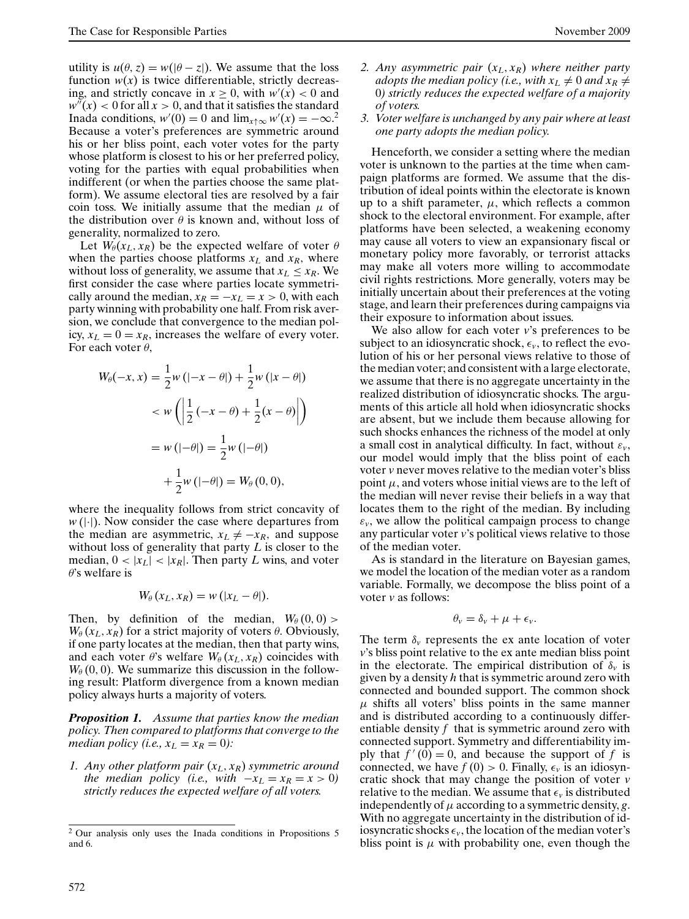utility is $u(\theta, z) = w(|\theta - z|)$. We assume that the loss function $w(x)$ is twice differentiable, strictly decreasing, and strictly concave in $x \geq 0$, with $w'(x) < 0$ and $w''(x) < 0$ for all $x > 0$, and that it satisfies the standard Inada conditions, $w'(0) = 0$ and $\lim_{x \uparrow \infty} w'(x) = -\infty$.[2] Because a voter's preferences are symmetric around his or her bliss point, each voter votes for the party whose platform is closest to his or her preferred policy, voting for the parties with equal probabilities when indifferent (or when the parties choose the same platform). We assume electoral ties are resolved by a fair coin toss. We initially assume that the median $\mu$ of the distribution over $\theta$ is known and, without loss of generality, normalized to zero.

Let $W_\theta(x_L, x_R)$ be the expected welfare of voter $\theta$ when the parties choose platforms $x_L$ and $x_R$, where without loss of generality, we assume that $x_L \leq x_R$. We first consider the case where parties locate symmetrically around the median, $x_R = -x_L = x > 0$, with each party winning with probability one half. From risk aversion, we conclude that convergence to the median policy, $x_L = 0 = x_R$, increases the welfare of every voter. For each voter $\theta$,

$$
\begin{aligned}
W_\theta(-x, x) &= \frac{1}{2} w\left(|-x - \theta|\right) + \frac{1}{2} w\left(|x - \theta|\right) \\
&< w\left(\left|\frac{1}{2}(-x - \theta) + \frac{1}{2}(x - \theta)\right|\right) \\
&= w\left(|-\theta|\right) = \frac{1}{2} w\left(|-\theta|\right) \\
&\quad + \frac{1}{2} w\left(|-\theta|\right) = W_\theta(0, 0),
\end{aligned}
$$

where the inequality follows from strict concavity of $w(|\cdot|)$. Now consider the case where departures from the median are asymmetric, $x_L \neq -x_R$, and suppose without loss of generality that party $L$ is closer to the median, $0 < |x_L| < |x_R|$. Then party $L$ wins, and voter $\theta$'s welfare is

$$
W_\theta(x_L, x_R) = w\left(|x_L - \theta|\right).
$$

Then, by definition of the median, $W_\theta(0, 0) > W_\theta(x_L, x_R)$ for a strict majority of voters $\theta$. Obviously, if one party locates at the median, then that party wins, and each voter $\theta$'s welfare $W_\theta(x_L, x_R)$ coincides with $W_\theta(0, 0)$. We summarize this discussion in the following result: Platform divergence from a known median policy always hurts a majority of voters.

***Proposition 1.*** *Assume that parties know the median policy. Then compared to platforms that converge to the median policy (i.e., $x_L = x_R = 0$):*

1. *Any other platform pair $(x_L, x_R)$ symmetric around the median policy (i.e., with $-x_L = x_R = x > 0$) strictly reduces the expected welfare of all voters.*
2. *Any asymmetric pair $(x_L, x_R)$ where neither party adopts the median policy (i.e., with $x_L \neq 0$ and $x_R \neq 0$) strictly reduces the expected welfare of a majority of voters.*
3. *Voter welfare is unchanged by any pair where at least one party adopts the median policy.*

Henceforth, we consider a setting where the median voter is unknown to the parties at the time when campaign platforms are formed. We assume that the distribution of ideal points within the electorate is known up to a shift parameter, $\mu$, which reflects a common shock to the electoral environment. For example, after platforms have been selected, a weakening economy may cause all voters to view an expansionary fiscal or monetary policy more favorably, or terrorist attacks may make all voters more willing to accommodate civil rights restrictions. More generally, voters may be initially uncertain about their preferences at the voting stage, and learn their preferences during campaigns via their exposure to information about issues.

We also allow for each voter $v$'s preferences to be subject to an idiosyncratic shock, $\epsilon_v$, to reflect the evolution of his or her personal views relative to those of the median voter; and consistent with a large electorate, we assume that there is no aggregate uncertainty in the realized distribution of idiosyncratic shocks. The arguments of this article all hold when idiosyncratic shocks are absent, but we include them because allowing for such shocks enhances the richness of the model at only a small cost in analytical difficulty. In fact, without $\varepsilon_v$, our model would imply that the bliss point of each voter $v$ never moves relative to the median voter's bliss point $\mu$, and voters whose initial views are to the left of the median will never revise their beliefs in a way that locates them to the right of the median. By including $\varepsilon_v$, we allow the political campaign process to change any particular voter $v$'s political views relative to those of the median voter.

As is standard in the literature on Bayesian games, we model the location of the median voter as a random variable. Formally, we decompose the bliss point of a voter $v$ as follows:

$$
\theta_v = \delta_v + \mu + \epsilon_v.
$$

The term $\delta_v$ represents the ex ante location of voter $v$'s bliss point relative to the ex ante median bliss point in the electorate. The empirical distribution of $\delta_v$ is given by a density $h$ that is symmetric around zero with connected and bounded support. The common shock $\mu$ shifts all voters' bliss points in the same manner and is distributed according to a continuously differentiable density $f$ that is symmetric around zero with connected support. Symmetry and differentiability imply that $f'(0) = 0$, and because the support of $f$ is connected, we have $f(0) > 0$. Finally, $\epsilon_v$ is an idiosyncratic shock that may change the position of voter $v$ relative to the median. We assume that $\epsilon_v$ is distributed independently of $\mu$ according to a symmetric density, $g$. With no aggregate uncertainty in the distribution of idiosyncratic shocks $\epsilon_v$, the location of the median voter's bliss point is $\mu$ with probability one, even though the

[2] Our analysis only uses the Inada conditions in Propositions 5 and 6.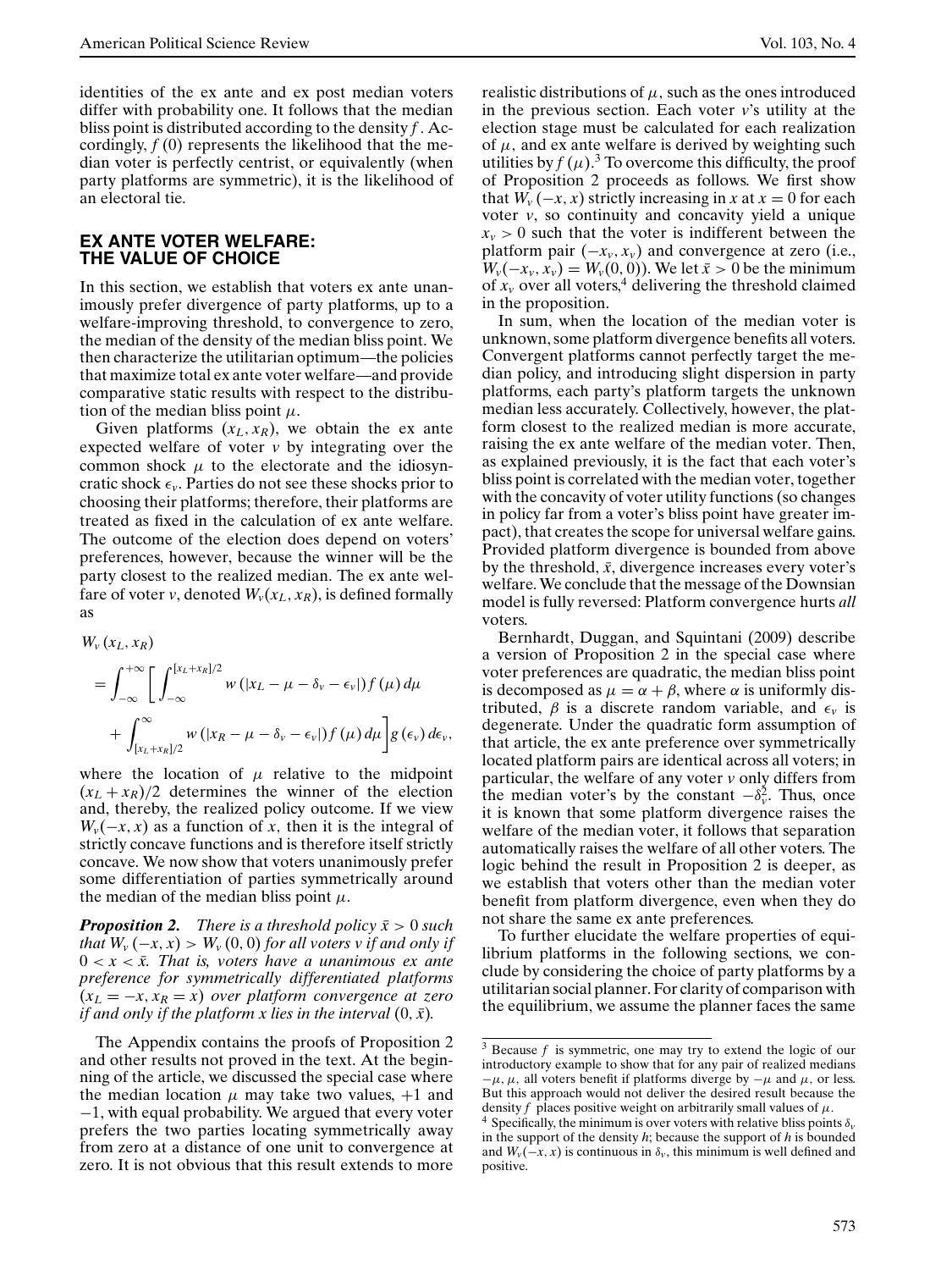identities of the ex ante and ex post median voters differ with probability one. It follows that the median bliss point is distributed according to the density $f$. Accordingly, $f(0)$ represents the likelihood that the median voter is perfectly centrist, or equivalently (when party platforms are symmetric), it is the likelihood of an electoral tie.

## EX ANTE VOTER WELFARE: THE VALUE OF CHOICE

In this section, we establish that voters ex ante unanimously prefer divergence of party platforms, up to a welfare-improving threshold, to convergence to zero, the median of the density of the median bliss point. We then characterize the utilitarian optimum—the policies that maximize total ex ante voter welfare—and provide comparative static results with respect to the distribution of the median bliss point $\mu$.

Given platforms $(x_L, x_R)$, we obtain the ex ante expected welfare of voter $v$ by integrating over the common shock $\mu$ to the electorate and the idiosyncratic shock $\epsilon_v$. Parties do not see these shocks prior to choosing their platforms; therefore, their platforms are treated as fixed in the calculation of ex ante welfare. The outcome of the election does depend on voters' preferences, however, because the winner will be the party closest to the realized median. The ex ante welfare of voter $v$, denoted $W_v(x_L, x_R)$, is defined formally as

$$
\begin{aligned}
W_v(x_L, x_R) &= \int_{-\infty}^{+\infty} \left[ \int_{-\infty}^{[x_L+x_R]/2} w(|x_L - \mu - \delta_v - \epsilon_v|) f(\mu)\, d\mu \right. \\
&\quad \left. + \int_{[x_L+x_R]/2}^{\infty} w(|x_R - \mu - \delta_v - \epsilon_v|) f(\mu)\, d\mu \right] g(\epsilon_v)\, d\epsilon_v,
\end{aligned}
$$

where the location of $\mu$ relative to the midpoint $(x_L + x_R)/2$ determines the winner of the election and, thereby, the realized policy outcome. If we view $W_v(-x, x)$ as a function of $x$, then it is the integral of strictly concave functions and is therefore itself strictly concave. We now show that voters unanimously prefer some differentiation of parties symmetrically around the median of the median bliss point $\mu$.

***Proposition 2.*** *There is a threshold policy $\bar{x} > 0$ such that $W_v(-x, x) > W_v(0, 0)$ for all voters $v$ if and only if $0 < x < \bar{x}$. That is, voters have a unanimous ex ante preference for symmetrically differentiated platforms $(x_L = -x, x_R = x)$ over platform convergence at zero if and only if the platform $x$ lies in the interval $(0, \bar{x})$.*

The Appendix contains the proofs of Proposition 2 and other results not proved in the text. At the beginning of the article, we discussed the special case where the median location $\mu$ may take two values, $+1$ and $-1$, with equal probability. We argued that every voter prefers the two parties locating symmetrically away from zero at a distance of one unit to convergence at zero. It is not obvious that this result extends to more realistic distributions of $\mu$, such as the ones introduced in the previous section. Each voter $v$'s utility at the election stage must be calculated for each realization of $\mu$, and ex ante welfare is derived by weighting such utilities by $f(\mu)$.[3] To overcome this difficulty, the proof of Proposition 2 proceeds as follows. We first show that $W_v(-x, x)$ strictly increasing in $x$ at $x = 0$ for each voter $v$, so continuity and concavity yield a unique $x_v > 0$ such that the voter is indifferent between the platform pair $(-x_v, x_v)$ and convergence at zero (i.e., $W_v(-x_v, x_v) = W_v(0, 0)$). We let $\bar{x} > 0$ be the minimum of $x_v$ over all voters,[4] delivering the threshold claimed in the proposition.

In sum, when the location of the median voter is unknown, some platform divergence benefits all voters. Convergent platforms cannot perfectly target the median policy, and introducing slight dispersion in party platforms, each party's platform targets the unknown median less accurately. Collectively, however, the platform closest to the realized median is more accurate, raising the ex ante welfare of the median voter. Then, as explained previously, it is the fact that each voter's bliss point is correlated with the median voter, together with the concavity of voter utility functions (so changes in policy far from a voter's bliss point have greater impact), that creates the scope for universal welfare gains. Provided platform divergence is bounded from above by the threshold, $\bar{x}$, divergence increases every voter's welfare. We conclude that the message of the Downsian model is fully reversed: Platform convergence hurts *all* voters.

Bernhardt, Duggan, and Squintani (2009) describe a version of Proposition 2 in the special case where voter preferences are quadratic, the median bliss point is decomposed as $\mu = \alpha + \beta$, where $\alpha$ is uniformly distributed, $\beta$ is a discrete random variable, and $\epsilon_v$ is degenerate. Under the quadratic form assumption of that article, the ex ante preference over symmetrically located platform pairs are identical across all voters; in particular, the welfare of any voter $v$ only differs from the median voter's by the constant $-\delta_v^2$. Thus, once it is known that some platform divergence raises the welfare of the median voter, it follows that separation automatically raises the welfare of all other voters. The logic behind the result in Proposition 2 is deeper, as we establish that voters other than the median voter benefit from platform divergence, even when they do not share the same ex ante preferences.

To further elucidate the welfare properties of equilibrium platforms in the following sections, we conclude by considering the choice of party platforms by a utilitarian social planner. For clarity of comparison with the equilibrium, we assume the planner faces the same

---

[3] Because $f$ is symmetric, one may try to extend the logic of our introductory example to show that for any pair of realized medians $-\mu, \mu$, all voters benefit if platforms diverge by $-\mu$ and $\mu$, or less. But this approach would not deliver the desired result because the density $f$ places positive weight on arbitrarily small values of $\mu$.

[4] Specifically, the minimum is over voters with relative bliss points $\delta_v$ in the support of the density $h$; because the support of $h$ is bounded and $W_v(-x, x)$ is continuous in $\delta_v$, this minimum is well defined and positive.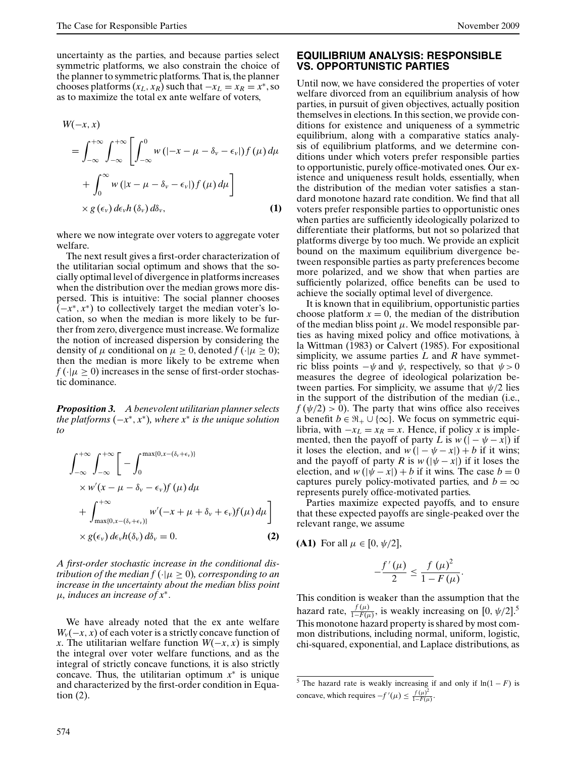uncertainty as the parties, and because parties select symmetric platforms, we also constrain the choice of the planner to symmetric platforms. That is, the planner chooses platforms $(x_L, x_R)$ such that $-x_L = x_R = x^*$, so as to maximize the total ex ante welfare of voters,

$$
\begin{aligned}
W(-x, x) &= \int_{-\infty}^{+\infty} \int_{-\infty}^{+\infty} \left[ \int_{-\infty}^{0} w\left(|-x - \mu - \delta_v - \epsilon_v|\right) f(\mu)\, d\mu \right. \\
&\quad \left. + \int_{0}^{\infty} w\left(|x - \mu - \delta_v - \epsilon_v|\right) f(\mu)\, d\mu \right] \\
&\quad \times g(\epsilon_v)\, d\epsilon_v h(\delta_v)\, d\delta_v, \qquad \textbf{(1)}
\end{aligned}
$$

where we now integrate over voters to aggregate voter welfare.

The next result gives a first-order characterization of the utilitarian social optimum and shows that the socially optimal level of divergence in platforms increases when the distribution over the median grows more dispersed. This is intuitive: The social planner chooses $(-x^*, x^*)$ to collectively target the median voter's location, so when the median is more likely to be further from zero, divergence must increase. We formalize the notion of increased dispersion by considering the density of $\mu$ conditional on $\mu \geq 0$, denoted $f(\cdot|\mu \geq 0)$; then the median is more likely to be extreme when $f(\cdot|\mu \geq 0)$ increases in the sense of first-order stochastic dominance.

***Proposition 3.*** *A benevolent utilitarian planner selects the platforms $(-x^*, x^*)$, where $x^*$ is the unique solution to*

$$
\begin{aligned}
&\int_{-\infty}^{+\infty} \int_{-\infty}^{+\infty} \left[ -\int_{0}^{\max\{0, x-(\delta_v+\epsilon_v)\}} \right. \\
&\quad \times w'(x - \mu - \delta_v - \epsilon_v) f(\mu)\, d\mu \\
&\quad \left. + \int_{\max\{0, x-(\delta_v+\epsilon_v)\}}^{+\infty} w'(-x + \mu + \delta_v + \epsilon_v) f(\mu)\, d\mu \right] \\
&\quad \times g(\epsilon_v)\, d\epsilon_v h(\delta_v)\, d\delta_v = 0. \qquad \textbf{(2)}
\end{aligned}
$$

*A first-order stochastic increase in the conditional distribution of the median $f(\cdot|\mu \geq 0)$, corresponding to an increase in the uncertainty about the median bliss point $\mu$, induces an increase of $x^*$.*

We have already noted that the ex ante welfare $W_v(-x, x)$ of each voter is a strictly concave function of $x$. The utilitarian welfare function $W(-x, x)$ is simply the integral over voter welfare functions, and as the integral of strictly concave functions, it is also strictly concave. Thus, the utilitarian optimum $x^*$ is unique and characterized by the first-order condition in Equation (2).

## EQUILIBRIUM ANALYSIS: RESPONSIBLE VS. OPPORTUNISTIC PARTIES

Until now, we have considered the properties of voter welfare divorced from an equilibrium analysis of how parties, in pursuit of given objectives, actually position themselves in elections. In this section, we provide conditions for existence and uniqueness of a symmetric equilibrium, along with a comparative statics analysis of equilibrium platforms, and we determine conditions under which voters prefer responsible parties to opportunistic, purely office-motivated ones. Our existence and uniqueness result holds, essentially, when the distribution of the median voter satisfies a standard monotone hazard rate condition. We find that all voters prefer responsible parties to opportunistic ones when parties are sufficiently ideologically polarized to differentiate their platforms, but not so polarized that platforms diverge by too much. We provide an explicit bound on the maximum equilibrium divergence between responsible parties as party preferences become more polarized, and we show that when parties are sufficiently polarized, office benefits can be used to achieve the socially optimal level of divergence.

It is known that in equilibrium, opportunistic parties choose platform $x = 0$, the median of the distribution of the median bliss point $\mu$. We model responsible parties as having mixed policy and office motivations, à la Wittman (1983) or Calvert (1985). For expositional simplicity, we assume parties $L$ and $R$ have symmetric bliss points $-\psi$ and $\psi$, respectively, so that $\psi > 0$ measures the degree of ideological polarization between parties. For simplicity, we assume that $\psi/2$ lies in the support of the distribution of the median (i.e., $f(\psi/2) > 0$). The party that wins office also receives a benefit $b \in \Re_+ \cup \{\infty\}$. We focus on symmetric equilibria, with $-x_L = x_R = x$. Hence, if policy $x$ is implemented, then the payoff of party $L$ is $w(|-\psi - x|)$ if it loses the election, and $w(|-\psi - x|) + b$ if it wins; and the payoff of party $R$ is $w(|\psi - x|)$ if it loses the election, and $w(|\psi - x|) + b$ if it wins. The case $b = 0$ captures purely policy-motivated parties, and $b = \infty$ represents purely office-motivated parties.

Parties maximize expected payoffs, and to ensure that these expected payoffs are single-peaked over the relevant range, we assume

**(A1)** For all $\mu \in [0, \psi/2]$,

$$
-\frac{f'(\mu)}{2} \leq \frac{f(\mu)^2}{1 - F(\mu)}.
$$

This condition is weaker than the assumption that the hazard rate, $\frac{f(\mu)}{1-F(\mu)}$, is weakly increasing on $[0, \psi/2]$.[5] This monotone hazard property is shared by most common distributions, including normal, uniform, logistic, chi-squared, exponential, and Laplace distributions, as

[5] The hazard rate is weakly increasing if and only if $\ln(1 - F)$ is concave, which requires $-f'(\mu) \leq \frac{f(\mu)^2}{1-F(\mu)}$.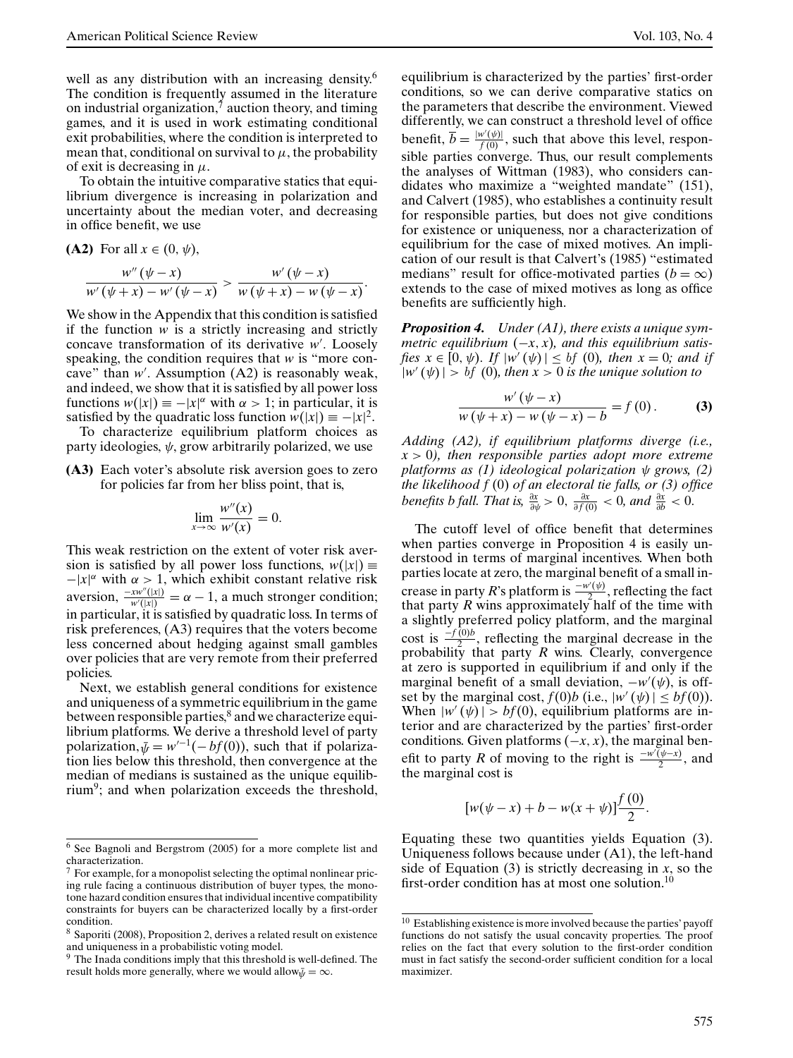well as any distribution with an increasing density.[6] The condition is frequently assumed in the literature on industrial organization,[7] auction theory, and timing games, and it is used in work estimating conditional exit probabilities, where the condition is interpreted to mean that, conditional on survival to $\mu$, the probability of exit is decreasing in $\mu$.

To obtain the intuitive comparative statics that equilibrium divergence is increasing in polarization and uncertainty about the median voter, and decreasing in office benefit, we use

**(A2)** For all $x \in (0, \psi)$,

$$\frac{w''(\psi - x)}{w'(\psi + x) - w'(\psi - x)} > \frac{w'(\psi - x)}{w(\psi + x) - w(\psi - x)}.$$

We show in the Appendix that this condition is satisfied if the function $w$ is a strictly increasing and strictly concave transformation of its derivative $w'$. Loosely speaking, the condition requires that $w$ is "more concave" than $w'$. Assumption (A2) is reasonably weak, and indeed, we show that it is satisfied by all power loss functions $w(|x|) \equiv -|x|^{\alpha}$ with $\alpha > 1$; in particular, it is satisfied by the quadratic loss function $w(|x|) \equiv -|x|^2$.

To characterize equilibrium platform choices as party ideologies, $\psi$, grow arbitrarily polarized, we use

**(A3)** Each voter's absolute risk aversion goes to zero for policies far from her bliss point, that is,

$$\lim_{x \to \infty} \frac{w''(x)}{w'(x)} = 0.$$

This weak restriction on the extent of voter risk aversion is satisfied by all power loss functions, $w(|x|) \equiv -|x|^{\alpha}$ with $\alpha > 1$, which exhibit constant relative risk aversion, $\frac{-xw''(|x|)}{w'(|x|)} = \alpha - 1$, a much stronger condition; in particular, it is satisfied by quadratic loss. In terms of risk preferences, (A3) requires that the voters become less concerned about hedging against small gambles over policies that are very remote from their preferred policies.

Next, we establish general conditions for existence and uniqueness of a symmetric equilibrium in the game between responsible parties,[8] and we characterize equilibrium platforms. We derive a threshold level of party polarization, $\bar{\psi} = w'^{-1}(-bf(0))$, such that if polarization lies below this threshold, then convergence at the median of medians is sustained as the unique equilibrium[9]; and when polarization exceeds the threshold, equilibrium is characterized by the parties' first-order conditions, so we can derive comparative statics on the parameters that describe the environment. Viewed differently, we can construct a threshold level of office benefit, $\bar{b} = \frac{|w'(\psi)|}{f(0)}$, such that above this level, responsible parties converge. Thus, our result complements the analyses of Wittman (1983), who considers candidates who maximize a "weighted mandate" (151), and Calvert (1985), who establishes a continuity result for responsible parties, but does not give conditions for existence or uniqueness, nor a characterization of equilibrium for the case of mixed motives. An implication of our result is that Calvert's (1985) "estimated medians" result for office-motivated parties ($b = \infty$) extends to the case of mixed motives as long as office benefits are sufficiently high.

***Proposition 4.*** *Under (A1), there exists a unique symmetric equilibrium $(-x, x)$, and this equilibrium satisfies $x \in [0, \psi)$. If $|w'(\psi)| \leq bf(0)$, then $x = 0$; and if $|w'(\psi)| > bf(0)$, then $x > 0$ is the unique solution to*

$$\frac{w'(\psi - x)}{w(\psi + x) - w(\psi - x) - b} = f(0). \qquad \textbf{(3)}$$

*Adding (A2), if equilibrium platforms diverge (i.e., $x > 0$), then responsible parties adopt more extreme platforms as (1) ideological polarization $\psi$ grows, (2) the likelihood $f(0)$ of an electoral tie falls, or (3) office benefits $b$ fall. That is, $\frac{\partial x}{\partial \psi} > 0$, $\frac{\partial x}{\partial f(0)} < 0$, and $\frac{\partial x}{\partial b} < 0$.*

The cutoff level of office benefit that determines when parties converge in Proposition 4 is easily understood in terms of marginal incentives. When both parties locate at zero, the marginal benefit of a small increase in party $R$'s platform is $\frac{-w'(\psi)}{2}$, reflecting the fact that party $R$ wins approximately half of the time with a slightly preferred policy platform, and the marginal cost is $\frac{-f(0)b}{2}$, reflecting the marginal decrease in the probability that party $R$ wins. Clearly, convergence at zero is supported in equilibrium if and only if the marginal benefit of a small deviation, $-w'(\psi)$, is offset by the marginal cost, $f(0)b$ (i.e., $|w'(\psi)| \leq bf(0)$). When $|w'(\psi)| > bf(0)$, equilibrium platforms are interior and are characterized by the parties' first-order conditions. Given platforms $(-x, x)$, the marginal benefit to party $R$ of moving to the right is $\frac{-w'(\psi - x)}{2}$, and the marginal cost is

$$[w(\psi - x) + b - w(x + \psi)]\frac{f(0)}{2}.$$

Equating these two quantities yields Equation (3). Uniqueness follows because under (A1), the left-hand side of Equation (3) is strictly decreasing in $x$, so the first-order condition has at most one solution.[10]

---

[6] See Bagnoli and Bergstrom (2005) for a more complete list and characterization.

[7] For example, for a monopolist selecting the optimal nonlinear pricing rule facing a continuous distribution of buyer types, the monotone hazard condition ensures that individual incentive compatibility constraints for buyers can be characterized locally by a first-order condition.

[8] Saporiti (2008), Proposition 2, derives a related result on existence and uniqueness in a probabilistic voting model.

[9] The Inada conditions imply that this threshold is well-defined. The result holds more generally, where we would allow $\bar{\psi} = \infty$.

[10] Establishing existence is more involved because the parties' payoff functions do not satisfy the usual concavity properties. The proof relies on the fact that every solution to the first-order condition must in fact satisfy the second-order sufficient condition for a local maximizer.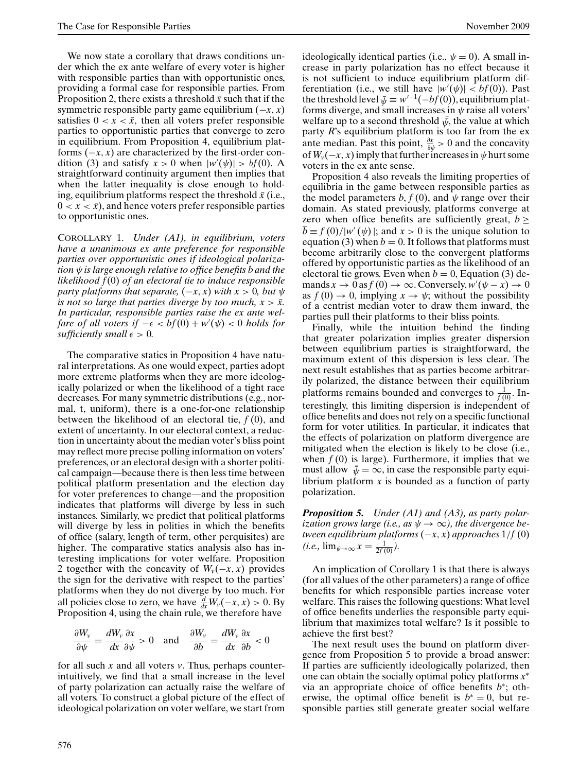We now state a corollary that draws conditions under which the ex ante welfare of every voter is higher with responsible parties than with opportunistic ones, providing a formal case for responsible parties. From Proposition 2, there exists a threshold $\bar{x}$ such that if the symmetric responsible party game equilibrium $(-x, x)$ satisfies $0 < x < \bar{x}$, then all voters prefer responsible parties to opportunistic parties that converge to zero in equilibrium. From Proposition 4, equilibrium platforms $(-x, x)$ are characterized by the first-order condition (3) and satisfy $x > 0$ when $|w'(\psi)| > bf(0)$. A straightforward continuity argument then implies that when the latter inequality is close enough to holding, equilibrium platforms respect the threshold $\bar{x}$ (i.e., $0 < x < \bar{x}$), and hence voters prefer responsible parties to opportunistic ones.

COROLLARY 1. *Under (A1), in equilibrium, voters have a unanimous ex ante preference for responsible parties over opportunistic ones if ideological polarization $\psi$ is large enough relative to office benefits $b$ and the likelihood $f(0)$ of an electoral tie to induce responsible party platforms that separate, $(-x, x)$ with $x > 0$, but $\psi$ is not so large that parties diverge by too much, $x > \bar{x}$. In particular, responsible parties raise the ex ante welfare of all voters if $-\epsilon < bf(0) + w'(\psi) < 0$ holds for sufficiently small $\epsilon > 0$.*

The comparative statics in Proposition 4 have natural interpretations. As one would expect, parties adopt more extreme platforms when they are more ideologically polarized or when the likelihood of a tight race decreases. For many symmetric distributions (e.g., normal, t, uniform), there is a one-for-one relationship between the likelihood of an electoral tie, $f(0)$, and extent of uncertainty. In our electoral context, a reduction in uncertainty about the median voter's bliss point may reflect more precise polling information on voters' preferences, or an electoral design with a shorter political campaign—because there is then less time between political platform presentation and the election day for voter preferences to change—and the proposition indicates that platforms will diverge by less in such instances. Similarly, we predict that political platforms will diverge by less in polities in which the benefits of office (salary, length of term, other perquisites) are higher. The comparative statics analysis also has interesting implications for voter welfare. Proposition 2 together with the concavity of $W_v(-x, x)$ provides the sign for the derivative with respect to the parties' platforms when they do not diverge by too much. For all policies close to zero, we have $\frac{d}{dx}W_v(-x, x) > 0$. By Proposition 4, using the chain rule, we therefore have

$$\frac{\partial W_v}{\partial \psi} = \frac{dW_v}{dx}\frac{\partial x}{\partial \psi} > 0 \quad \text{and} \quad \frac{\partial W_v}{\partial b} = \frac{dW_v}{dx}\frac{\partial x}{\partial b} < 0$$

for all such $x$ and all voters $v$. Thus, perhaps counterintuitively, we find that a small increase in the level of party polarization can actually raise the welfare of all voters. To construct a global picture of the effect of ideological polarization on voter welfare, we start from ideologically identical parties (i.e., $\psi = 0$). A small increase in party polarization has no effect because it is not sufficient to induce equilibrium platform differentiation (i.e., we still have $|w'(\psi)| < bf(0)$). Past the threshold level $\bar{\psi} \equiv w'^{-1}(-bf(0))$, equilibrium platforms diverge, and small increases in $\psi$ raise all voters' welfare up to a second threshold $\bar{\bar{\psi}}$, the value at which party $R$'s equilibrium platform is too far from the ex ante median. Past this point, $\frac{\partial x}{\partial \psi} > 0$ and the concavity of $W_v(-x, x)$ imply that further increases in $\psi$ hurt some voters in the ex ante sense.

Proposition 4 also reveals the limiting properties of equilibria in the game between responsible parties as the model parameters $b$, $f(0)$, and $\psi$ range over their domain. As stated previously, platforms converge at zero when office benefits are sufficiently great, $b \geq \bar{b} \equiv f(0)/|w'(\psi)|$; and $x > 0$ is the unique solution to equation (3) when $b = 0$. It follows that platforms must become arbitrarily close to the convergent platforms offered by opportunistic parties as the likelihood of an electoral tie grows. Even when $b = 0$, Equation (3) demands $x \to 0$ as $f(0) \to \infty$. Conversely, $w'(\psi - x) \to 0$ as $f(0) \to 0$, implying $x \to \psi$; without the possibility of a centrist median voter to draw them inward, the parties pull their platforms to their bliss points.

Finally, while the intuition behind the finding that greater polarization implies greater dispersion between equilibrium parties is straightforward, the maximum extent of this dispersion is less clear. The next result establishes that as parties become arbitrarily polarized, the distance between their equilibrium platforms remains bounded and converges to $\frac{1}{f(0)}$. Interestingly, this limiting dispersion is independent of office benefits and does not rely on a specific functional form for voter utilities. In particular, it indicates that the effects of polarization on platform divergence are mitigated when the election is likely to be close (i.e., when $f(0)$ is large). Furthermore, it implies that we must allow $\bar{\bar{\psi}} = \infty$, in case the responsible party equilibrium platform $x$ is bounded as a function of party polarization.

***Proposition 5.*** *Under (A1) and (A3), as party polarization grows large (i.e., as $\psi \to \infty$), the divergence between equilibrium platforms $(-x, x)$ approaches $1/f(0)$ (i.e., $\lim_{\psi \to \infty} x = \frac{1}{2f(0)}$).*

An implication of Corollary 1 is that there is always (for all values of the other parameters) a range of office benefits for which responsible parties increase voter welfare. This raises the following questions: What level of office benefits underlies the responsible party equilibrium that maximizes total welfare? Is it possible to achieve the first best?

The next result uses the bound on platform divergence from Proposition 5 to provide a broad answer: If parties are sufficiently ideologically polarized, then one can obtain the socially optimal policy platforms $x^*$ via an appropriate choice of office benefits $b^*$; otherwise, the optimal office benefit is $b^* = 0$, but responsible parties still generate greater social welfare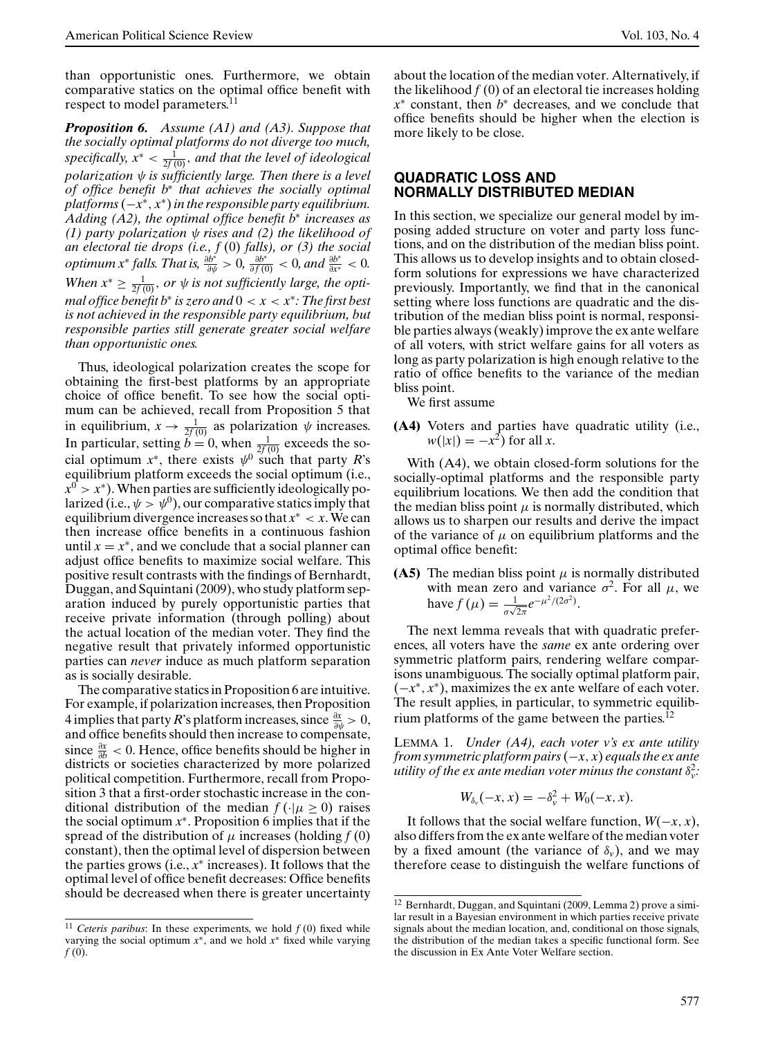than opportunistic ones. Furthermore, we obtain comparative statics on the optimal office benefit with respect to model parameters.[11]

***Proposition 6.*** *Assume (A1) and (A3). Suppose that the socially optimal platforms do not diverge too much, specifically, $x^* < \frac{1}{2f(0)}$, and that the level of ideological polarization $\psi$ is sufficiently large. Then there is a level of office benefit $b^*$ that achieves the socially optimal platforms $(-x^*, x^*)$ in the responsible party equilibrium. Adding (A2), the optimal office benefit $b^*$ increases as (1) party polarization $\psi$ rises and (2) the likelihood of an electoral tie drops (i.e., $f(0)$ falls), or (3) the social optimum $x^*$ falls. That is, $\frac{\partial b^*}{\partial \psi} > 0$, $\frac{\partial b^*}{\partial f(0)} < 0$, and $\frac{\partial b^*}{\partial x^*} < 0$. When $x^* \geq \frac{1}{2f(0)}$, or $\psi$ is not sufficiently large, the optimal office benefit $b^*$ is zero and $0 < x < x^*$: The first best is not achieved in the responsible party equilibrium, but responsible parties still generate greater social welfare than opportunistic ones.*

Thus, ideological polarization creates the scope for obtaining the first-best platforms by an appropriate choice of office benefit. To see how the social optimum can be achieved, recall from Proposition 5 that in equilibrium, $x \to \frac{1}{2f(0)}$ as polarization $\psi$ increases. In particular, setting $b = 0$, when $\frac{1}{2f(0)}$ exceeds the social optimum $x^*$, there exists $\psi^0$ such that party $R$'s equilibrium platform exceeds the social optimum (i.e., $x^0 > x^*$). When parties are sufficiently ideologically polarized (i.e., $\psi > \psi^0$), our comparative statics imply that equilibrium divergence increases so that $x^* < x$. We can then increase office benefits in a continuous fashion until $x = x^*$, and we conclude that a social planner can adjust office benefits to maximize social welfare. This positive result contrasts with the findings of Bernhardt, Duggan, and Squintani (2009), who study platform separation induced by purely opportunistic parties that receive private information (through polling) about the actual location of the median voter. They find the negative result that privately informed opportunistic parties can *never* induce as much platform separation as is socially desirable.

The comparative statics in Proposition 6 are intuitive. For example, if polarization increases, then Proposition 4 implies that party $R$'s platform increases, since $\frac{\partial x}{\partial \psi} > 0$, and office benefits should then increase to compensate, since $\frac{\partial x}{\partial b} < 0$. Hence, office benefits should be higher in districts or societies characterized by more polarized political competition. Furthermore, recall from Proposition 3 that a first-order stochastic increase in the conditional distribution of the median $f(\cdot|\mu \geq 0)$ raises the social optimum $x^*$. Proposition 6 implies that if the spread of the distribution of $\mu$ increases (holding $f(0)$ constant), then the optimal level of dispersion between the parties grows (i.e., $x^*$ increases). It follows that the optimal level of office benefit decreases: Office benefits should be decreased when there is greater uncertainty about the location of the median voter. Alternatively, if the likelihood $f(0)$ of an electoral tie increases holding $x^*$ constant, then $b^*$ decreases, and we conclude that office benefits should be higher when the election is more likely to be close.

[11] *Ceteris paribus*: In these experiments, we hold $f(0)$ fixed while varying the social optimum $x^*$, and we hold $x^*$ fixed while varying $f(0)$.

## QUADRATIC LOSS AND NORMALLY DISTRIBUTED MEDIAN

In this section, we specialize our general model by imposing added structure on voter and party loss functions, and on the distribution of the median bliss point. This allows us to develop insights and to obtain closed-form solutions for expressions we have characterized previously. Importantly, we find that in the canonical setting where loss functions are quadratic and the distribution of the median bliss point is normal, responsible parties always (weakly) improve the ex ante welfare of all voters, with strict welfare gains for all voters as long as party polarization is high enough relative to the ratio of office benefits to the variance of the median bliss point.

We first assume

**(A4)** Voters and parties have quadratic utility (i.e., $w(|x|) = -x^2$) for all $x$.

With (A4), we obtain closed-form solutions for the socially-optimal platforms and the responsible party equilibrium locations. We then add the condition that the median bliss point $\mu$ is normally distributed, which allows us to sharpen our results and derive the impact of the variance of $\mu$ on equilibrium platforms and the optimal office benefit:

**(A5)** The median bliss point $\mu$ is normally distributed with mean zero and variance $\sigma^2$. For all $\mu$, we have $f(\mu) = \frac{1}{\sigma\sqrt{2\pi}} e^{-\mu^2/(2\sigma^2)}$.

The next lemma reveals that with quadratic preferences, all voters have the *same* ex ante ordering over symmetric platform pairs, rendering welfare comparisons unambiguous. The socially optimal platform pair, $(-x^*, x^*)$, maximizes the ex ante welfare of each voter. The result applies, in particular, to symmetric equilibrium platforms of the game between the parties.[12]

LEMMA 1. *Under (A4), each voter v's ex ante utility from symmetric platform pairs $(-x, x)$ equals the ex ante utility of the ex ante median voter minus the constant $\delta_v^2$:*

$$W_{\delta_v}(-x, x) = -\delta_v^2 + W_0(-x, x).$$

It follows that the social welfare function, $W(-x, x)$, also differs from the ex ante welfare of the median voter by a fixed amount (the variance of $\delta_v$), and we may therefore cease to distinguish the welfare functions of

[12] Bernhardt, Duggan, and Squintani (2009, Lemma 2) prove a similar result in a Bayesian environment in which parties receive private signals about the median location, and, conditional on those signals, the distribution of the median takes a specific functional form. See the discussion in Ex Ante Voter Welfare section.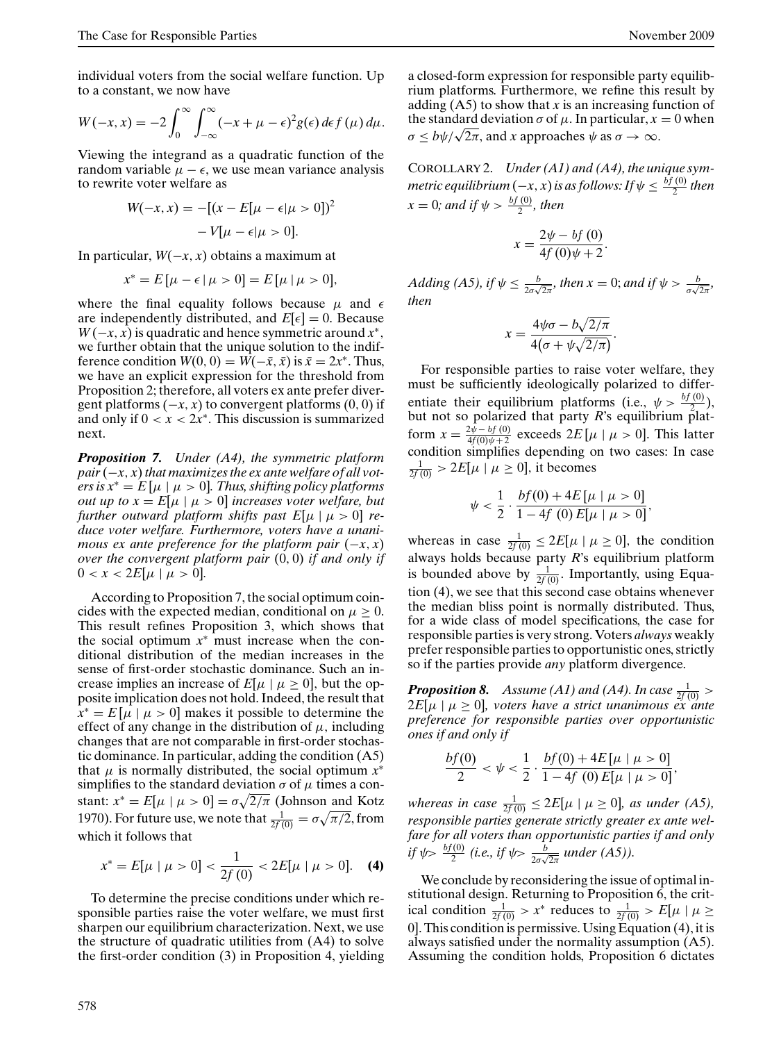individual voters from the social welfare function. Up to a constant, we now have

$$W(-x, x) = -2\int_0^\infty \int_{-\infty}^\infty (-x + \mu - \epsilon)^2 g(\epsilon)\, d\epsilon f(\mu)\, d\mu.$$

Viewing the integrand as a quadratic function of the random variable $\mu - \epsilon$, we use mean variance analysis to rewrite voter welfare as

$$W(-x, x) = -[(x - E[\mu - \epsilon | \mu > 0])^2 - V[\mu - \epsilon | \mu > 0].$$

In particular, $W(-x, x)$ obtains a maximum at

$$x^* = E[\mu - \epsilon \mid \mu > 0] = E[\mu \mid \mu > 0],$$

where the final equality follows because $\mu$ and $\epsilon$ are independently distributed, and $E[\epsilon] = 0$. Because $W(-x, x)$ is quadratic and hence symmetric around $x^*$, we further obtain that the unique solution to the indifference condition $W(0, 0) = W(-\bar{x}, \bar{x})$ is $\bar{x} = 2x^*$. Thus, we have an explicit expression for the threshold from Proposition 2; therefore, all voters ex ante prefer divergent platforms $(-x, x)$ to convergent platforms $(0, 0)$ if and only if $0 < x < 2x^*$. This discussion is summarized next.

***Proposition 7.*** *Under (A4), the symmetric platform pair $(-x, x)$ that maximizes the ex ante welfare of all voters is $x^* = E[\mu \mid \mu > 0]$. Thus, shifting policy platforms out up to $x = E[\mu \mid \mu > 0]$ increases voter welfare, but further outward platform shifts past $E[\mu \mid \mu > 0]$ reduce voter welfare. Furthermore, voters have a unanimous ex ante preference for the platform pair $(-x, x)$ over the convergent platform pair $(0, 0)$ if and only if $0 < x < 2E[\mu \mid \mu > 0]$.*

According to Proposition 7, the social optimum coincides with the expected median, conditional on $\mu \geq 0$. This result refines Proposition 3, which shows that the social optimum $x^*$ must increase when the conditional distribution of the median increases in the sense of first-order stochastic dominance. Such an increase implies an increase of $E[\mu \mid \mu \geq 0]$, but the opposite implication does not hold. Indeed, the result that $x^* = E[\mu \mid \mu > 0]$ makes it possible to determine the effect of any change in the distribution of $\mu$, including changes that are not comparable in first-order stochastic dominance. In particular, adding the condition (A5) that $\mu$ is normally distributed, the social optimum $x^*$ simplifies to the standard deviation $\sigma$ of $\mu$ times a constant: $x^* = E[\mu \mid \mu > 0] = \sigma\sqrt{2/\pi}$ (Johnson and Kotz 1970). For future use, we note that $\frac{1}{2f(0)} = \sigma\sqrt{\pi/2}$, from which it follows that

$$x^* = E[\mu \mid \mu > 0] < \frac{1}{2f(0)} < 2E[\mu \mid \mu > 0]. \quad \textbf{(4)}$$

To determine the precise conditions under which responsible parties raise the voter welfare, we must first sharpen our equilibrium characterization. Next, we use the structure of quadratic utilities from (A4) to solve the first-order condition (3) in Proposition 4, yielding a closed-form expression for responsible party equilibrium platforms. Furthermore, we refine this result by adding (A5) to show that $x$ is an increasing function of the standard deviation $\sigma$ of $\mu$. In particular, $x = 0$ when $\sigma \leq b\psi/\sqrt{2\pi}$, and $x$ approaches $\psi$ as $\sigma \to \infty$.

COROLLARY 2. *Under (A1) and (A4), the unique symmetric equilibrium $(-x, x)$ is as follows: If $\psi \leq \frac{bf(0)}{2}$ then $x = 0$; and if $\psi > \frac{bf(0)}{2}$, then*

$$x = \frac{2\psi - bf(0)}{4f(0)\psi + 2}.$$

*Adding (A5), if $\psi \leq \frac{b}{2\sigma\sqrt{2\pi}}$, then $x = 0$; and if $\psi > \frac{b}{\sigma\sqrt{2\pi}}$, then*

$$x = \frac{4\psi\sigma - b\sqrt{2/\pi}}{4(\sigma + \psi\sqrt{2/\pi})}.$$

For responsible parties to raise voter welfare, they must be sufficiently ideologically polarized to differentiate their equilibrium platforms (i.e., $\psi > \frac{bf(0)}{2}$), but not so polarized that party $R$'s equilibrium platform $x = \frac{2\psi - bf(0)}{4f(0)\psi + 2}$ exceeds $2E[\mu \mid \mu > 0]$. This latter condition simplifies depending on two cases: In case $\frac{1}{2f(0)} > 2E[\mu \mid \mu \geq 0]$, it becomes

$$\psi < \frac{1}{2} \cdot \frac{bf(0) + 4E[\mu \mid \mu > 0]}{1 - 4f(0)E[\mu \mid \mu > 0]},$$

whereas in case $\frac{1}{2f(0)} \leq 2E[\mu \mid \mu \geq 0]$, the condition always holds because party $R$'s equilibrium platform is bounded above by $\frac{1}{2f(0)}$. Importantly, using Equation (4), we see that this second case obtains whenever the median bliss point is normally distributed. Thus, for a wide class of model specifications, the case for responsible parties is very strong. Voters *always* weakly prefer responsible parties to opportunistic ones, strictly so if the parties provide *any* platform divergence.

***Proposition 8.*** *Assume (A1) and (A4). In case $\frac{1}{2f(0)} > 2E[\mu \mid \mu \geq 0]$, voters have a strict unanimous ex ante preference for responsible parties over opportunistic ones if and only if*

$$\frac{bf(0)}{2} < \psi < \frac{1}{2} \cdot \frac{bf(0) + 4E[\mu \mid \mu > 0]}{1 - 4f(0)E[\mu \mid \mu > 0]},$$

*whereas in case $\frac{1}{2f(0)} \leq 2E[\mu \mid \mu \geq 0]$, as under (A5), responsible parties generate strictly greater ex ante welfare for all voters than opportunistic parties if and only if $\psi > \frac{bf(0)}{2}$ (i.e., if $\psi > \frac{b}{2\sigma\sqrt{2\pi}}$ under (A5)).*

We conclude by reconsidering the issue of optimal institutional design. Returning to Proposition 6, the critical condition $\frac{1}{2f(0)} > x^*$ reduces to $\frac{1}{2f(0)} > E[\mu \mid \mu \geq 0]$. This condition is permissive. Using Equation (4), it is always satisfied under the normality assumption (A5). Assuming the condition holds, Proposition 6 dictates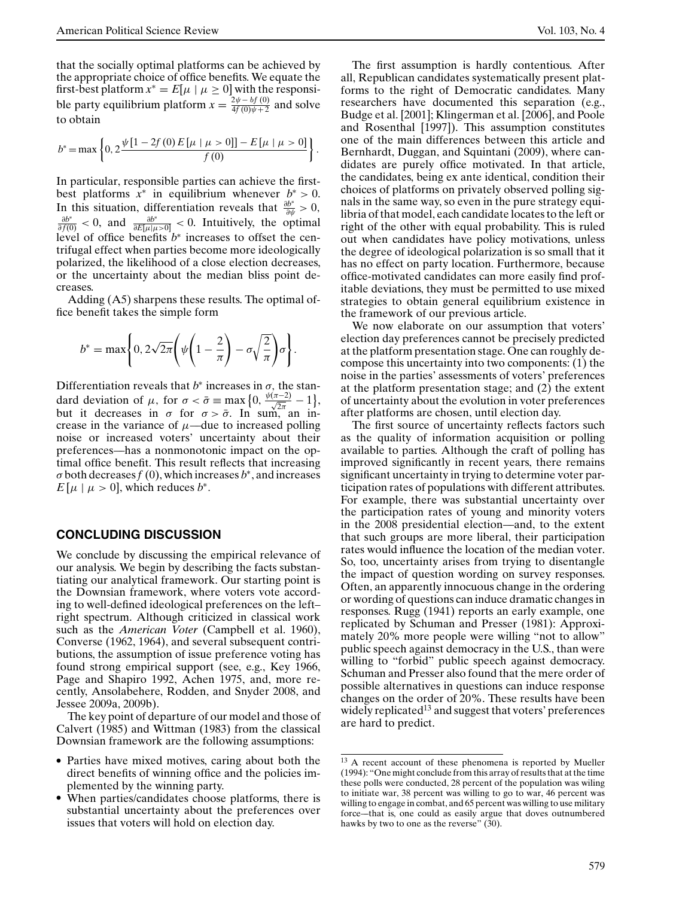that the socially optimal platforms can be achieved by the appropriate choice of office benefits. We equate the first-best platform $x^* = E[\mu \mid \mu \geq 0]$ with the responsible party equilibrium platform $x = \frac{2\psi - bf(0)}{4f(0)\psi + 2}$ and solve to obtain

$$b^* = \max\left\{0, 2\frac{\psi\left[1 - 2f(0)E[\mu \mid \mu > 0]\right] - E[\mu \mid \mu > 0]}{f(0)}\right\}.$$

In particular, responsible parties can achieve the first-best platforms $x^*$ in equilibrium whenever $b^* > 0$. In this situation, differentiation reveals that $\frac{\partial b^*}{\partial \psi} > 0$, $\frac{\partial b^*}{\partial f(0)} < 0$, and $\frac{\partial b^*}{\partial E[\mu|\mu>0]} < 0$. Intuitively, the optimal level of office benefits $b^*$ increases to offset the centrifugal effect when parties become more ideologically polarized, the likelihood of a close election decreases, or the uncertainty about the median bliss point decreases.

Adding (A5) sharpens these results. The optimal office benefit takes the simple form

$$b^* = \max\left\{0, 2\sqrt{2\pi}\left(\psi\left(1 - \frac{2}{\pi}\right) - \sigma\sqrt{\frac{2}{\pi}}\right)\sigma\right\}.$$

Differentiation reveals that $b^*$ increases in $\sigma$, the standard deviation of $\mu$, for $\sigma < \bar{\sigma} \equiv \max\left\{0, \frac{\psi(\pi-2)}{\sqrt{2\pi}} - 1\right\}$, but it decreases in $\sigma$ for $\sigma > \bar{\sigma}$. In sum, an increase in the variance of $\mu$—due to increased polling noise or increased voters' uncertainty about their preferences—has a nonmonotonic impact on the optimal office benefit. This result reflects that increasing $\sigma$ both decreases $f(0)$, which increases $b^*$, and increases $E[\mu \mid \mu > 0]$, which reduces $b^*$.

## CONCLUDING DISCUSSION

We conclude by discussing the empirical relevance of our analysis. We begin by describing the facts substantiating our analytical framework. Our starting point is the Downsian framework, where voters vote according to well-defined ideological preferences on the left–right spectrum. Although criticized in classical work such as the *American Voter* (Campbell et al. 1960), Converse (1962, 1964), and several subsequent contributions, the assumption of issue preference voting has found strong empirical support (see, e.g., Key 1966, Page and Shapiro 1992, Achen 1975, and, more recently, Ansolabehere, Rodden, and Snyder 2008, and Jessee 2009a, 2009b).

The key point of departure of our model and those of Calvert (1985) and Wittman (1983) from the classical Downsian framework are the following assumptions:

- Parties have mixed motives, caring about both the direct benefits of winning office and the policies implemented by the winning party.
- When parties/candidates choose platforms, there is substantial uncertainty about the preferences over issues that voters will hold on election day.

The first assumption is hardly contentious. After all, Republican candidates systematically present platforms to the right of Democratic candidates. Many researchers have documented this separation (e.g., Budge et al. [2001]; Klingerman et al. [2006], and Poole and Rosenthal [1997]). This assumption constitutes one of the main differences between this article and Bernhardt, Duggan, and Squintani (2009), where candidates are purely office motivated. In that article, the candidates, being ex ante identical, condition their choices of platforms on privately observed polling signals in the same way, so even in the pure strategy equilibria of that model, each candidate locates to the left or right of the other with equal probability. This is ruled out when candidates have policy motivations, unless the degree of ideological polarization is so small that it has no effect on party location. Furthermore, because office-motivated candidates can more easily find profitable deviations, they must be permitted to use mixed strategies to obtain general equilibrium existence in the framework of our previous article.

We now elaborate on our assumption that voters' election day preferences cannot be precisely predicted at the platform presentation stage. One can roughly decompose this uncertainty into two components: (1) the noise in the parties' assessments of voters' preferences at the platform presentation stage; and (2) the extent of uncertainty about the evolution in voter preferences after platforms are chosen, until election day.

The first source of uncertainty reflects factors such as the quality of information acquisition or polling available to parties. Although the craft of polling has improved significantly in recent years, there remains significant uncertainty in trying to determine voter participation rates of populations with different attributes. For example, there was substantial uncertainty over the participation rates of young and minority voters in the 2008 presidential election—and, to the extent that such groups are more liberal, their participation rates would influence the location of the median voter. So, too, uncertainty arises from trying to disentangle the impact of question wording on survey responses. Often, an apparently innocuous change in the ordering or wording of questions can induce dramatic changes in responses. Rugg (1941) reports an early example, one replicated by Schuman and Presser (1981): Approximately 20% more people were willing "not to allow" public speech against democracy in the U.S., than were willing to "forbid" public speech against democracy. Schuman and Presser also found that the mere order of possible alternatives in questions can induce response changes on the order of 20%. These results have been widely replicated[13] and suggest that voters' preferences are hard to predict.

[13] A recent account of these phenomena is reported by Mueller (1994): "One might conclude from this array of results that at the time these polls were conducted, 28 percent of the population was wiling to initiate war, 38 percent was willing to go to war, 46 percent was willing to engage in combat, and 65 percent was willing to use military force—that is, one could as easily argue that doves outnumbered hawks by two to one as the reverse" (30).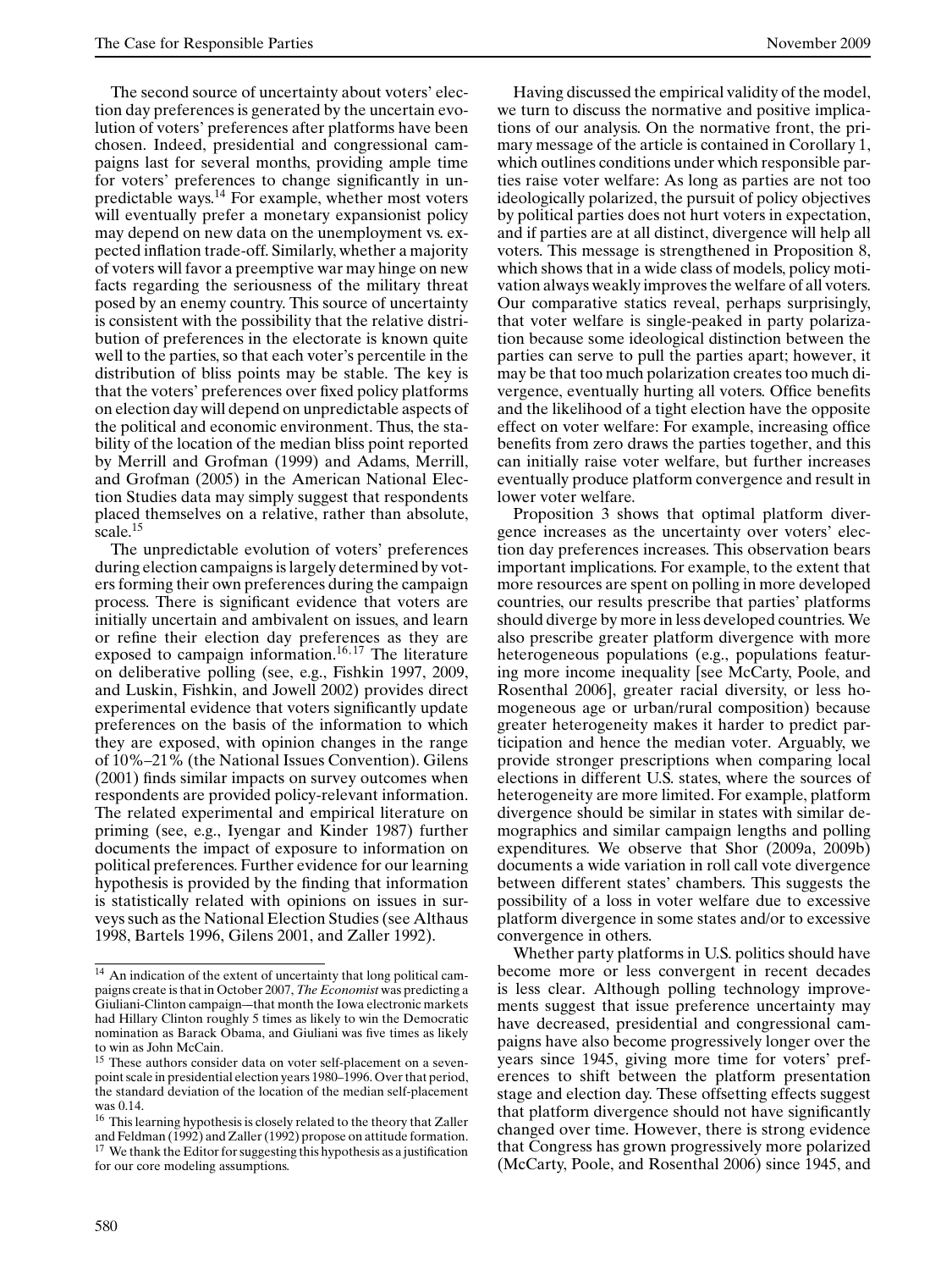The second source of uncertainty about voters' election day preferences is generated by the uncertain evolution of voters' preferences after platforms have been chosen. Indeed, presidential and congressional campaigns last for several months, providing ample time for voters' preferences to change significantly in unpredictable ways.[14] For example, whether most voters will eventually prefer a monetary expansionist policy may depend on new data on the unemployment vs. expected inflation trade-off. Similarly, whether a majority of voters will favor a preemptive war may hinge on new facts regarding the seriousness of the military threat posed by an enemy country. This source of uncertainty is consistent with the possibility that the relative distribution of preferences in the electorate is known quite well to the parties, so that each voter's percentile in the distribution of bliss points may be stable. The key is that the voters' preferences over fixed policy platforms on election day will depend on unpredictable aspects of the political and economic environment. Thus, the stability of the location of the median bliss point reported by Merrill and Grofman (1999) and Adams, Merrill, and Grofman (2005) in the American National Election Studies data may simply suggest that respondents placed themselves on a relative, rather than absolute, scale.[15]

The unpredictable evolution of voters' preferences during election campaigns is largely determined by voters forming their own preferences during the campaign process. There is significant evidence that voters are initially uncertain and ambivalent on issues, and learn or refine their election day preferences as they are exposed to campaign information.[16,17] The literature on deliberative polling (see, e.g., Fishkin 1997, 2009, and Luskin, Fishkin, and Jowell 2002) provides direct experimental evidence that voters significantly update preferences on the basis of the information to which they are exposed, with opinion changes in the range of 10%–21% (the National Issues Convention). Gilens (2001) finds similar impacts on survey outcomes when respondents are provided policy-relevant information. The related experimental and empirical literature on priming (see, e.g., Iyengar and Kinder 1987) further documents the impact of exposure to information on political preferences. Further evidence for our learning hypothesis is provided by the finding that information is statistically related with opinions on issues in surveys such as the National Election Studies (see Althaus 1998, Bartels 1996, Gilens 2001, and Zaller 1992).

Having discussed the empirical validity of the model, we turn to discuss the normative and positive implications of our analysis. On the normative front, the primary message of the article is contained in Corollary 1, which outlines conditions under which responsible parties raise voter welfare: As long as parties are not too ideologically polarized, the pursuit of policy objectives by political parties does not hurt voters in expectation, and if parties are at all distinct, divergence will help all voters. This message is strengthened in Proposition 8, which shows that in a wide class of models, policy motivation always weakly improves the welfare of all voters. Our comparative statics reveal, perhaps surprisingly, that voter welfare is single-peaked in party polarization because some ideological distinction between the parties can serve to pull the parties apart; however, it may be that too much polarization creates too much divergence, eventually hurting all voters. Office benefits and the likelihood of a tight election have the opposite effect on voter welfare: For example, increasing office benefits from zero draws the parties together, and this can initially raise voter welfare, but further increases eventually produce platform convergence and result in lower voter welfare.

Proposition 3 shows that optimal platform divergence increases as the uncertainty over voters' election day preferences increases. This observation bears important implications. For example, to the extent that more resources are spent on polling in more developed countries, our results prescribe that parties' platforms should diverge by more in less developed countries. We also prescribe greater platform divergence with more heterogeneous populations (e.g., populations featuring more income inequality [see McCarty, Poole, and Rosenthal 2006], greater racial diversity, or less homogeneous age or urban/rural composition) because greater heterogeneity makes it harder to predict participation and hence the median voter. Arguably, we provide stronger prescriptions when comparing local elections in different U.S. states, where the sources of heterogeneity are more limited. For example, platform divergence should be similar in states with similar demographics and similar campaign lengths and polling expenditures. We observe that Shor (2009a, 2009b) documents a wide variation in roll call vote divergence between different states' chambers. This suggests the possibility of a loss in voter welfare due to excessive platform divergence in some states and/or to excessive convergence in others.

Whether party platforms in U.S. politics should have become more or less convergent in recent decades is less clear. Although polling technology improvements suggest that issue preference uncertainty may have decreased, presidential and congressional campaigns have also become progressively longer over the years since 1945, giving more time for voters' preferences to shift between the platform presentation stage and election day. These offsetting effects suggest that platform divergence should not have significantly changed over time. However, there is strong evidence that Congress has grown progressively more polarized (McCarty, Poole, and Rosenthal 2006) since 1945, and

---

[14] An indication of the extent of uncertainty that long political campaigns create is that in October 2007, *The Economist* was predicting a Giuliani-Clinton campaign—that month the Iowa electronic markets had Hillary Clinton roughly 5 times as likely to win the Democratic nomination as Barack Obama, and Giuliani was five times as likely to win as John McCain.

[15] These authors consider data on voter self-placement on a seven-point scale in presidential election years 1980–1996. Over that period, the standard deviation of the location of the median self-placement was 0.14.

[16] This learning hypothesis is closely related to the theory that Zaller and Feldman (1992) and Zaller (1992) propose on attitude formation.

[17] We thank the Editor for suggesting this hypothesis as a justification for our core modeling assumptions.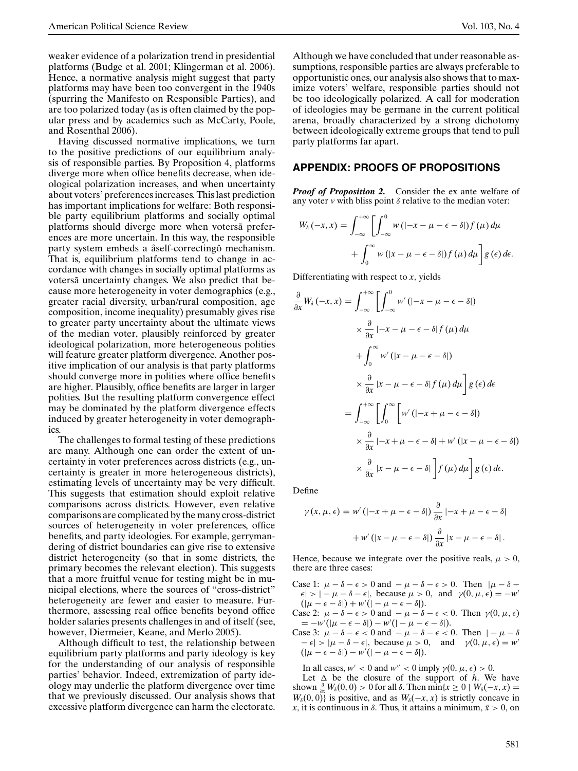weaker evidence of a polarization trend in presidential platforms (Budge et al. 2001; Klingerman et al. 2006). Hence, a normative analysis might suggest that party platforms may have been too convergent in the 1940s (spurring the Manifesto on Responsible Parties), and are too polarized today (as is often claimed by the popular press and by academics such as McCarty, Poole, and Rosenthal 2006).

Having discussed normative implications, we turn to the positive predictions of our equilibrium analysis of responsible parties. By Proposition 4, platforms diverge more when office benefits decrease, when ideological polarization increases, and when uncertainty about voters' preferences increases. This last prediction has important implications for welfare: Both responsible party equilibrium platforms and socially optimal platforms should diverge more when votersã preferences are more uncertain. In this way, the responsible party system embeds a åself-correctingô mechanism. That is, equilibrium platforms tend to change in accordance with changes in socially optimal platforms as votersã uncertainty changes. We also predict that because more heterogeneity in voter demographics (e.g., greater racial diversity, urban/rural composition, age composition, income inequality) presumably gives rise to greater party uncertainty about the ultimate views of the median voter, plausibly reinforced by greater ideological polarization, more heterogeneous polities will feature greater platform divergence. Another positive implication of our analysis is that party platforms should converge more in polities where office benefits are higher. Plausibly, office benefits are larger in larger polities. But the resulting platform convergence effect may be dominated by the platform divergence effects induced by greater heterogeneity in voter demographics.

The challenges to formal testing of these predictions are many. Although one can order the extent of uncertainty in voter preferences across districts (e.g., uncertainty is greater in more heterogeneous districts), estimating levels of uncertainty may be very difficult. This suggests that estimation should exploit relative comparisons across districts. However, even relative comparisons are complicated by the many cross-district sources of heterogeneity in voter preferences, office benefits, and party ideologies. For example, gerrymandering of district boundaries can give rise to extensive district heterogeneity (so that in some districts, the primary becomes the relevant election). This suggests that a more fruitful venue for testing might be in municipal elections, where the sources of "cross-district" heterogeneity are fewer and easier to measure. Furthermore, assessing real office benefits beyond office holder salaries presents challenges in and of itself (see, however, Diermeier, Keane, and Merlo 2005).

Although difficult to test, the relationship between equilibrium party platforms and party ideology is key for the understanding of our analysis of responsible parties' behavior. Indeed, extremization of party ideology may underlie the platform divergence over time that we previously discussed. Our analysis shows that excessive platform divergence can harm the electorate.

Although we have concluded that under reasonable assumptions, responsible parties are always preferable to opportunistic ones, our analysis also shows that to maximize voters' welfare, responsible parties should not be too ideologically polarized. A call for moderation of ideologies may be germane in the current political arena, broadly characterized by a strong dichotomy between ideologically extreme groups that tend to pull party platforms far apart.

## APPENDIX: PROOFS OF PROPOSITIONS

***Proof of Proposition 2.*** Consider the ex ante welfare of any voter $v$ with bliss point $\delta$ relative to the median voter:

$$W_\delta(-x, x) = \int_{-\infty}^{+\infty} \left[ \int_{-\infty}^{0} w(|-x-\mu-\epsilon-\delta|) f(\mu)\, d\mu + \int_{0}^{\infty} w(|x-\mu-\epsilon-\delta|) f(\mu)\, d\mu \right] g(\epsilon)\, d\epsilon.$$

Differentiating with respect to $x$, yields

$$\begin{aligned}
\frac{\partial}{\partial x} W_\delta(-x, x) &= \int_{-\infty}^{+\infty} \left[ \int_{-\infty}^{0} w'(|-x-\mu-\epsilon-\delta|) \times \frac{\partial}{\partial x}|-x-\mu-\epsilon-\delta| f(\mu)\, d\mu \right.\\
&\quad \left. + \int_{0}^{\infty} w'(|x-\mu-\epsilon-\delta|) \times \frac{\partial}{\partial x}|x-\mu-\epsilon-\delta| f(\mu)\, d\mu \right] g(\epsilon)\, d\epsilon \\
&= \int_{-\infty}^{+\infty} \left[ \int_{0}^{\infty} \left[ w'(|-x+\mu-\epsilon-\delta|) \times \frac{\partial}{\partial x}|-x+\mu-\epsilon-\delta| + w'(|x-\mu-\epsilon-\delta|) \right.\right.\\
&\quad \left.\left. \times \frac{\partial}{\partial x}|x-\mu-\epsilon-\delta| \right] f(\mu)\, d\mu \right] g(\epsilon)\, d\epsilon.
\end{aligned}$$

Define

$$\gamma(x, \mu, \epsilon) = w'(|-x+\mu-\epsilon-\delta|) \frac{\partial}{\partial x}|-x+\mu-\epsilon-\delta| + w'(|x-\mu-\epsilon-\delta|) \frac{\partial}{\partial x}|x-\mu-\epsilon-\delta|.$$

Hence, because we integrate over the positive reals, $\mu > 0$, there are three cases:

Case 1: $\mu-\delta-\epsilon > 0$ and $-\mu-\delta-\epsilon > 0$. Then $|\mu-\delta-\epsilon| > |-\mu-\delta-\epsilon|$, because $\mu > 0$, and $\gamma(0, \mu, \epsilon) = -w'(|\mu-\epsilon-\delta|) + w'(|-\mu-\epsilon-\delta|)$.
Case 2: $\mu-\delta-\epsilon > 0$ and $-\mu-\delta-\epsilon < 0$. Then $\gamma(0, \mu, \epsilon) = -w'(|\mu-\epsilon-\delta|) - w'(|-\mu-\epsilon-\delta|)$.
Case 3: $\mu-\delta-\epsilon < 0$ and $-\mu-\delta-\epsilon < 0$. Then $|-\mu-\delta-\epsilon| > |\mu-\delta-\epsilon|$, because $\mu > 0$, and $\gamma(0, \mu, \epsilon) = w'(|\mu-\epsilon-\delta|) - w'(|-\mu-\epsilon-\delta|)$.

In all cases, $w' < 0$ and $w'' < 0$ imply $\gamma(0, \mu, \epsilon) > 0$.

Let $\Delta$ be the closure of the support of $h$. We have shown $\frac{\partial}{\partial x} W_\delta(0, 0) > 0$ for all $\delta$. Then $\min\{x \geq 0 \mid W_\delta(-x, x) = W_\delta(0, 0)\}$ is positive, and as $W_\delta(-x, x)$ is strictly concave in $x$, it is continuous in $\delta$. Thus, it attains a minimum, $\bar{x} > 0$, on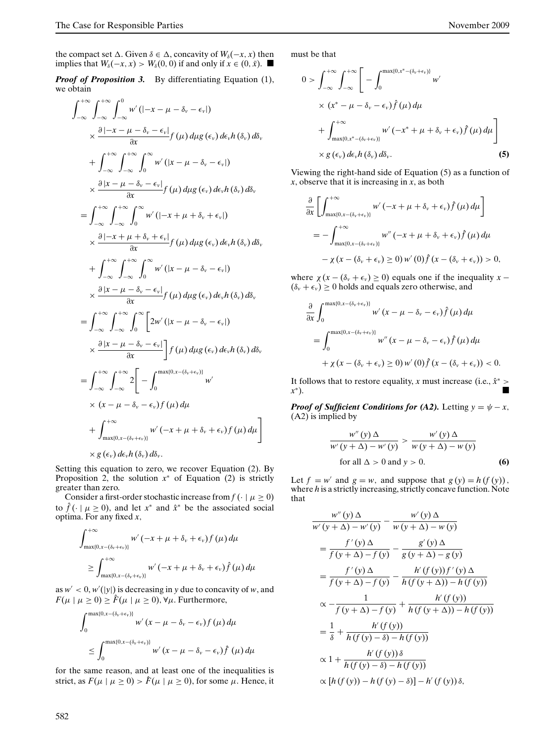the compact set $\Delta$. Given $\delta \in \Delta$, concavity of $W_\delta(-x, x)$ then implies that $W_\delta(-x, x) > W_\delta(0, 0)$ if and only if $x \in (0, \bar{x})$. ■

***Proof of Proposition 3.*** By differentiating Equation (1), we obtain

$$
\begin{aligned}
&\int_{-\infty}^{+\infty}\int_{-\infty}^{+\infty}\int_{-\infty}^{0} w'(|-x-\mu-\delta_v-\epsilon_v|) \\
&\quad\times \frac{\partial|-x-\mu-\delta_v-\epsilon_v|}{\partial x} f(\mu)\,d\mu g(\epsilon_v)\,d\epsilon_v h(\delta_v)\,d\delta_v \\
&\quad+\int_{-\infty}^{+\infty}\int_{-\infty}^{+\infty}\int_{0}^{\infty} w'(|x-\mu-\delta_v-\epsilon_v|) \\
&\quad\times \frac{\partial|x-\mu-\delta_v-\epsilon_v|}{\partial x} f(\mu)\,d\mu g(\epsilon_v)\,d\epsilon_v h(\delta_v)\,d\delta_v \\
&=\int_{-\infty}^{+\infty}\int_{-\infty}^{+\infty}\int_{0}^{\infty} w'(|-x+\mu+\delta_v+\epsilon_v|) \\
&\quad\times \frac{\partial|-x+\mu+\delta_v+\epsilon_v|}{\partial x} f(\mu)\,d\mu g(\epsilon_v)\,d\epsilon_v h(\delta_v)\,d\delta_v \\
&\quad+\int_{-\infty}^{+\infty}\int_{-\infty}^{+\infty}\int_{0}^{\infty} w'(|x-\mu-\delta_v-\epsilon_v|) \\
&\quad\times \frac{\partial|x-\mu-\delta_v-\epsilon_v|}{\partial x} f(\mu)\,d\mu g(\epsilon_v)\,d\epsilon_v h(\delta_v)\,d\delta_v \\
&=\int_{-\infty}^{+\infty}\int_{-\infty}^{+\infty}\int_{0}^{\infty}\bigg[2w'(|x-\mu-\delta_v-\epsilon_v|) \\
&\quad\times \frac{\partial|x-\mu-\delta_v-\epsilon_v|}{\partial x}\bigg] f(\mu)\,d\mu g(\epsilon_v)\,d\epsilon_v h(\delta_v)\,d\delta_v \\
&=\int_{-\infty}^{+\infty}\int_{-\infty}^{+\infty} 2\bigg[-\int_{0}^{\max\{0,x-(\delta_v+\epsilon_v)\}} w' \\
&\quad\times (x-\mu-\delta_v-\epsilon_v) f(\mu)\,d\mu \\
&\quad+\int_{\max\{0,x-(\delta_v+\epsilon_v)\}}^{+\infty} w'(-x+\mu+\delta_v+\epsilon_v) f(\mu)\,d\mu\bigg] \\
&\quad\times g(\epsilon_v)\,d\epsilon_v h(\delta_v)\,d\delta_v.
\end{aligned}
$$

Setting this equation to zero, we recover Equation (2). By Proposition 2, the solution $x^*$ of Equation (2) is strictly greater than zero.

Consider a first-order stochastic increase from $f(\cdot \mid \mu \geq 0)$ to $\hat{f}(\cdot \mid \mu \geq 0)$, and let $x^*$ and $\hat{x}^*$ be the associated social optima. For any fixed $x$,

$$
\begin{aligned}
&\int_{\max\{0,x-(\delta_v+\epsilon_v)\}}^{+\infty} w'(-x+\mu+\delta_v+\epsilon_v) f(\mu)\,d\mu \\
&\quad\geq \int_{\max\{0,x-(\delta_v+\epsilon_v)\}}^{+\infty} w'(-x+\mu+\delta_v+\epsilon_v) \hat{f}(\mu)\,d\mu
\end{aligned}
$$

as $w' < 0$, $w'(|y|)$ is decreasing in $y$ due to concavity of $w$, and $F(\mu \mid \mu \geq 0) \geq \hat{F}(\mu \mid \mu \geq 0)$, $\forall \mu$. Furthermore,

$$
\begin{aligned}
&\int_{0}^{\max\{0,x-(\delta_v+\epsilon_v)\}} w'(x-\mu-\delta_v-\epsilon_v) f(\mu)\,d\mu \\
&\quad\leq \int_{0}^{\max\{0,x-(\delta_v+\epsilon_v)\}} w'(x-\mu-\delta_v-\epsilon_v) \hat{f}(\mu)\,d\mu
\end{aligned}
$$

for the same reason, and at least one of the inequalities is strict, as $F(\mu \mid \mu \geq 0) > \hat{F}(\mu \mid \mu \geq 0)$, for some $\mu$. Hence, it must be that

$$
\begin{aligned}
0 > &\int_{-\infty}^{+\infty}\int_{-\infty}^{+\infty}\bigg[-\int_{0}^{\max\{0,x^*-(\delta_v+\epsilon_v)\}} w' \\
&\quad\times (x^*-\mu-\delta_v-\epsilon_v)\hat{f}(\mu)\,d\mu \\
&\quad+\int_{\max\{0,x^*-(\delta_v+\epsilon_v)\}}^{+\infty} w'(-x^*+\mu+\delta_v+\epsilon_v)\hat{f}(\mu)\,d\mu\bigg] \\
&\quad\times g(\epsilon_v)\,d\epsilon_v h(\delta_v)\,d\delta_v. \qquad (5)
\end{aligned}
$$

Viewing the right-hand side of Equation (5) as a function of $x$, observe that it is increasing in $x$, as both

$$
\begin{aligned}
&\frac{\partial}{\partial x}\left[\int_{\max\{0,x-(\delta_v+\epsilon_v)\}}^{+\infty} w'(-x+\mu+\delta_v+\epsilon_v)\hat{f}(\mu)\,d\mu\right] \\
&= -\int_{\max\{0,x-(\delta_v+\epsilon_v)\}}^{+\infty} w''(-x+\mu+\delta_v+\epsilon_v)\hat{f}(\mu)\,d\mu \\
&\quad-\chi(x-(\delta_v+\epsilon_v)\geq 0)\,w'(0)\hat{f}(x-(\delta_v+\epsilon_v)) > 0,
\end{aligned}
$$

where $\chi(x-(\delta_v+\epsilon_v)\geq 0)$ equals one if the inequality $x-(\delta_v+\epsilon_v)\geq 0$ holds and equals zero otherwise, and

$$
\begin{aligned}
&\frac{\partial}{\partial x}\int_{0}^{\max\{0,x-(\delta_v+\epsilon_v)\}} w'(x-\mu-\delta_v-\epsilon_v)\hat{f}(\mu)\,d\mu \\
&= \int_{0}^{\max\{0,x-(\delta_v+\epsilon_v)\}} w''(x-\mu-\delta_v-\epsilon_v)\hat{f}(\mu)\,d\mu \\
&\quad+\chi(x-(\delta_v+\epsilon_v)\geq 0)\,w'(0)\hat{f}(x-(\delta_v+\epsilon_v)) < 0.
\end{aligned}
$$

It follows that to restore equality, $x$ must increase (i.e., $\hat{x}^* > x^*$). ■

***Proof of Sufficient Conditions for (A2).*** Letting $y = \psi - x$, (A2) is implied by

$$
\frac{w''(y)\Delta}{w'(y+\Delta)-w'(y)} > \frac{w'(y)\Delta}{w(y+\Delta)-w(y)} \quad \text{for all } \Delta > 0 \text{ and } y > 0. \qquad (6)
$$

Let $f = w'$ and $g = w$, and suppose that $g(y) = h(f(y))$, where $h$ is a strictly increasing, strictly concave function. Note that

$$
\begin{aligned}
&\frac{w''(y)\Delta}{w'(y+\Delta)-w'(y)} - \frac{w'(y)\Delta}{w(y+\Delta)-w(y)} \\
&= \frac{f'(y)\Delta}{f(y+\Delta)-f(y)} - \frac{g'(y)\Delta}{g(y+\Delta)-g(y)} \\
&= \frac{f'(y)\Delta}{f(y+\Delta)-f(y)} - \frac{h'(f(y))f'(y)\Delta}{h(f(y+\Delta))-h(f(y))} \\
&\propto -\frac{1}{f(y+\Delta)-f(y)} + \frac{h'(f(y))}{h(f(y+\Delta))-h(f(y))} \\
&= \frac{1}{\delta} + \frac{h'(f(y))}{h(f(y)-\delta)-h(f(y))} \\
&\propto 1 + \frac{h'(f(y))\delta}{h(f(y)-\delta)-h(f(y))} \\
&\propto [h(f(y))-h(f(y)-\delta)] - h'(f(y))\delta,
\end{aligned}
$$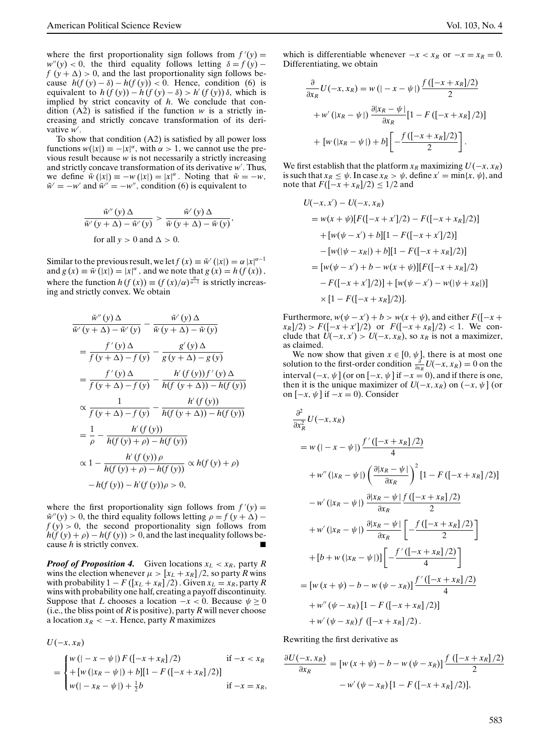where the first proportionality sign follows from $f'(y) = w''(y) < 0$, the third equality follows letting $\delta = f(y) - f(y + \Delta) > 0$, and the last proportionality sign follows because $h(f(y) - \delta) - h(f(y)) < 0$. Hence, condition (6) is equivalent to $h(f(y)) - h(f(y) - \delta) > h'(f(y))\delta$, which is implied by strict concavity of $h$. We conclude that condition (A2) is satisfied if the function $w$ is a strictly increasing and strictly concave transformation of its derivative $w'$.

To show that condition (A2) is satisfied by all power loss functions $w(|x|) \equiv -|x|^{\alpha}$, with $\alpha > 1$, we cannot use the previous result because $w$ is not necessarily a strictly increasing and strictly concave transformation of its derivative $w'$. Thus, we define $\tilde{w}(|x|) \equiv -w(|x|) = |x|^{\alpha}$. Noting that $\tilde{w} = -w$, $\tilde{w}' = -w'$ and $\tilde{w}'' = -w''$, condition (6) is equivalent to

$$\frac{\tilde{w}''(y)\Delta}{\tilde{w}'(y+\Delta) - \tilde{w}'(y)} > \frac{\tilde{w}'(y)\Delta}{\tilde{w}(y+\Delta) - \tilde{w}(y)},$$

$$\text{for all } y > 0 \text{ and } \Delta > 0.$$

Similar to the previous result, we let $f(x) \equiv \tilde{w}'(|x|) = \alpha|x|^{\alpha-1}$ and $g(x) \equiv \tilde{w}(|x|) = |x|^{\alpha}$, and we note that $g(x) = h(f(x))$, where the function $h(f(x)) \equiv (f(x)/\alpha)^{\frac{\alpha}{\alpha-1}}$ is strictly increasing and strictly convex. We obtain

$$\begin{aligned}
&\frac{\tilde{w}''(y)\Delta}{\tilde{w}'(y+\Delta) - \tilde{w}'(y)} - \frac{\tilde{w}'(y)\Delta}{\tilde{w}(y+\Delta) - \tilde{w}(y)} \\
&= \frac{f'(y)\Delta}{f(y+\Delta) - f(y)} - \frac{g'(y)\Delta}{g(y+\Delta) - g(y)} \\
&= \frac{f'(y)\Delta}{f(y+\Delta) - f(y)} - \frac{h'(f(y))f'(y)\Delta}{h(f(y+\Delta)) - h(f(y))} \\
&\propto \frac{1}{f(y+\Delta) - f(y)} - \frac{h'(f(y))}{h(f(y+\Delta)) - h(f(y))} \\
&= \frac{1}{\rho} - \frac{h'(f(y))}{h(f(y)+\rho) - h(f(y))} \\
&\propto 1 - \frac{h'(f(y))\rho}{h(f(y)+\rho) - h(f(y))} \propto h(f(y)+\rho) \\
&\quad - h(f(y)) - h'(f(y))\rho > 0,
\end{aligned}$$

where the first proportionality sign follows from $f'(y) = \tilde{w}''(y) > 0$, the third equality follows letting $\rho = f(y+\Delta) - f(y) > 0$, the second proportionality sign follows from $h(f(y)+\rho) - h(f(y)) > 0$, and the last inequality follows because $h$ is strictly convex. ■

***Proof of Proposition 4.*** Given locations $x_L < x_R$, party $R$ wins the election whenever $\mu > [x_L + x_R]/2$, so party $R$ wins with probability $1 - F([x_L + x_R]/2)$. Given $x_L = x_R$, party $R$ wins with probability one half, creating a payoff discontinuity. Suppose that $L$ chooses a location $-x < 0$. Because $\psi \geq 0$ (i.e., the bliss point of $R$ is positive), party $R$ will never choose a location $x_R < -x$. Hence, party $R$ maximizes

$$U(-x, x_R) = \begin{cases} w(|-x-\psi|)F([-x+x_R]/2) & \text{if } -x < x_R \\ +[w(|x_R - \psi|) + b][1 - F([-x+x_R]/2)] & \\ w(|-x_R - \psi|) + \frac{1}{2}b & \text{if } -x = x_R, \end{cases}$$

which is differentiable whenever $-x < x_R$ or $-x = x_R = 0$. Differentiating, we obtain

$$\begin{aligned}
\frac{\partial}{\partial x_R}U(-x, x_R) &= w(|-x-\psi|)\frac{f([-x+x_R]/2)}{2} \\
&\quad + w'(|x_R - \psi|)\frac{\partial|x_R - \psi|}{\partial x_R}[1 - F([-x+x_R]/2)] \\
&\quad + [w(|x_R - \psi|) + b]\left[-\frac{f([-x+x_R]/2)}{2}\right].
\end{aligned}$$

We first establish that the platform $x_R$ maximizing $U(-x, x_R)$ is such that $x_R \leq \psi$. In case $x_R > \psi$, define $x' = \min\{x, \psi\}$, and note that $F([-x+x_R]/2) \leq 1/2$ and

$$\begin{aligned}
&U(-x, x') - U(-x, x_R) \\
&= w(x+\psi)[F([-x+x']/2) - F([-x+x_R]/2)] \\
&\quad + [w(\psi - x') + b][1 - F([-x+x']/2)] \\
&\quad - [w(|\psi - x_R|) + b][1 - F([-x+x_R]/2)] \\
&= [w(\psi - x') + b - w(x+\psi)][F([-x+x_R]/2) \\
&\quad - F([-x+x']/2)] + [w(\psi - x') - w(|\psi + x_R|)] \\
&\quad \times [1 - F([-x+x_R]/2)].
\end{aligned}$$

Furthermore, $w(\psi - x') + b > w(x+\psi)$, and either $F([-x + x_R]/2) > F([-x+x']/2)$ or $F([-x+x_R]/2) < 1$. We conclude that $U(-x, x') > U(-x, x_R)$, so $x_R$ is not a maximizer, as claimed.

We now show that given $x \in [0, \psi]$, there is at most one solution to the first-order condition $\frac{\partial}{\partial x_R}U(-x, x_R) = 0$ on the interval $(-x, \psi]$ (or on $[-x, \psi]$ if $-x = 0$), and if there is one, then it is the unique maximizer of $U(-x, x_R)$ on $(-x, \psi]$ (or on $[-x, \psi]$ if $-x = 0$). Consider

$$\begin{aligned}
&\frac{\partial^2}{\partial x_R^2}U(-x, x_R) \\
&= w(|-x-\psi|)\frac{f'([-x+x_R]/2)}{4} \\
&\quad + w''(|x_R - \psi|)\left(\frac{\partial|x_R - \psi|}{\partial x_R}\right)^2[1 - F([-x+x_R]/2)] \\
&\quad - w'(|x_R - \psi|)\frac{\partial|x_R - \psi|}{\partial x_R}\frac{f([-x+x_R]/2)}{2} \\
&\quad + w'(|x_R - \psi|)\frac{\partial|x_R - \psi|}{\partial x_R}\left[-\frac{f([-x+x_R]/2)}{2}\right] \\
&\quad + [b + w(|x_R - \psi|)]\left[-\frac{f'([-x+x_R]/2)}{4}\right] \\
&= [w(x+\psi) - b - w(\psi - x_R)]\frac{f'([-x+x_R]/2)}{4} \\
&\quad + w''(\psi - x_R)[1 - F([-x+x_R]/2)] \\
&\quad + w'(\psi - x_R)f([-x+x_R]/2).
\end{aligned}$$

Rewriting the first derivative as

$$\begin{aligned}
\frac{\partial U(-x, x_R)}{\partial x_R} &= [w(x+\psi) - b - w(\psi - x_R)]\frac{f([-x+x_R]/2)}{2} \\
&\quad - w'(\psi - x_R)[1 - F([-x+x_R]/2)],
\end{aligned}$$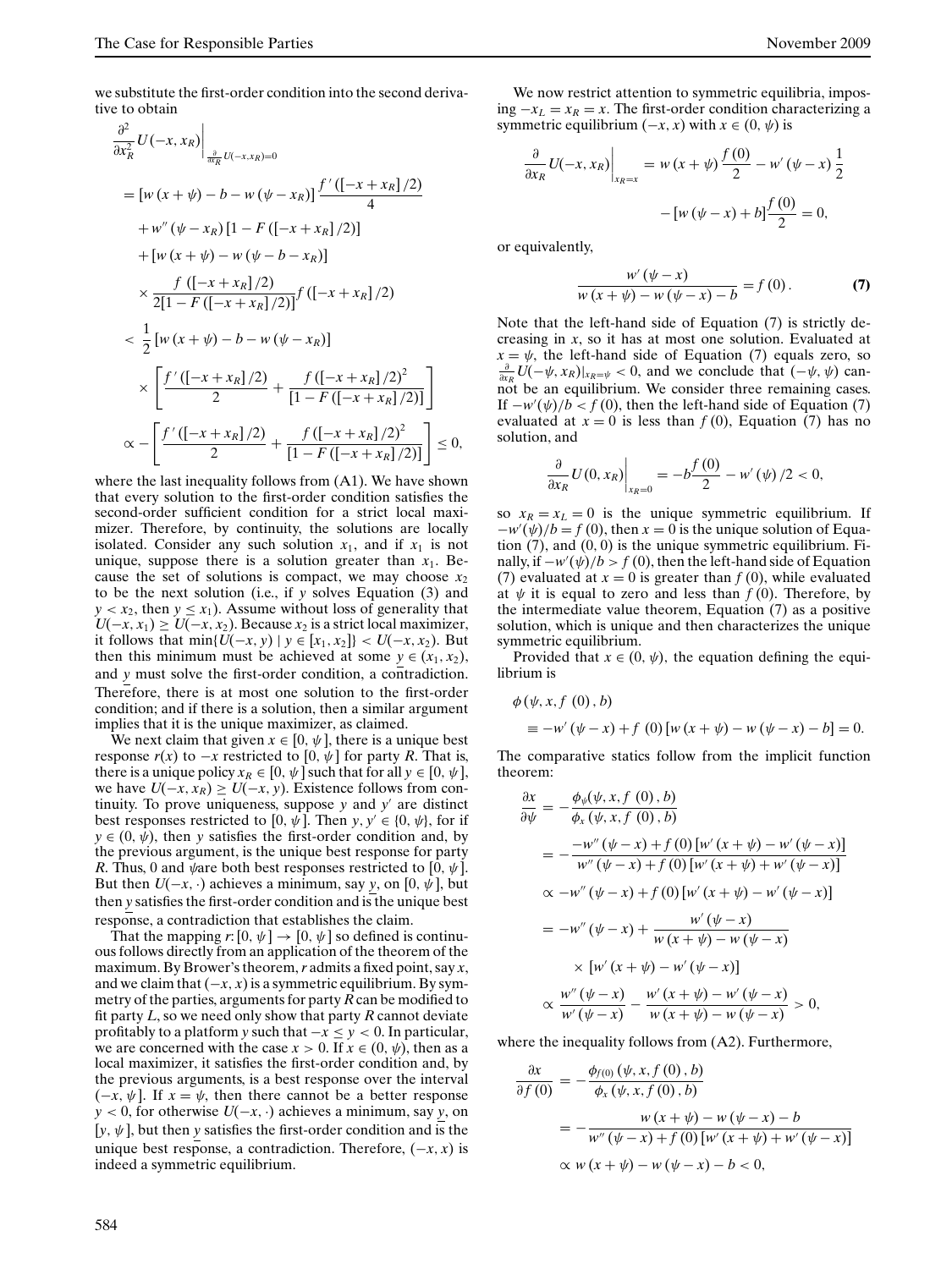we substitute the first-order condition into the second derivative to obtain

$$
\begin{aligned}
&\frac{\partial^2}{\partial x_R^2} U(-x, x_R)\bigg|_{\frac{\partial}{\partial x_R} U(-x,x_R)=0} \\
&= [w(x+\psi) - b - w(\psi - x_R)] \frac{f'([-x+x_R]/2)}{4} \\
&\quad + w''(\psi - x_R)[1 - F([-x+x_R]/2)] \\
&\quad + [w(x+\psi) - w(\psi - b - x_R)] \\
&\quad \times \frac{f([-x+x_R]/2)}{2[1-F([-x+x_R]/2)]} f([-x+x_R]/2) \\
&< \frac{1}{2}[w(x+\psi) - b - w(\psi - x_R)] \\
&\quad \times \left[\frac{f'([-x+x_R]/2)}{2} + \frac{f([-x+x_R]/2)^2}{[1-F([-x+x_R]/2)]}\right] \\
&\propto -\left[\frac{f'([-x+x_R]/2)}{2} + \frac{f([-x+x_R]/2)^2}{[1-F([-x+x_R]/2)]}\right] \le 0,
\end{aligned}
$$

where the last inequality follows from (A1). We have shown that every solution to the first-order condition satisfies the second-order sufficient condition for a strict local maximizer. Therefore, by continuity, the solutions are locally isolated. Consider any such solution $x_1$, and if $x_1$ is not unique, suppose there is a solution greater than $x_1$. Because the set of solutions is compact, we may choose $x_2$ to be the next solution (i.e., if $y$ solves Equation (3) and $y < x_2$, then $y \le x_1$). Assume without loss of generality that $U(-x, x_1) \ge U(-x, x_2)$. Because $x_2$ is a strict local maximizer, it follows that $\min\{U(-x, y) \mid y \in [x_1, x_2]\} < U(-x, x_2)$. But then this minimum must be achieved at some $\underline{y} \in (x_1, x_2)$, and $\underline{y}$ must solve the first-order condition, a contradiction. Therefore, there is at most one solution to the first-order condition; and if there is a solution, then a similar argument implies that it is the unique maximizer, as claimed.

We next claim that given $x \in [0, \psi]$, there is a unique best response $r(x)$ to $-x$ restricted to $[0, \psi]$ for party $R$. That is, there is a unique policy $x_R \in [0, \psi]$ such that for all $y \in [0, \psi]$, we have $U(-x, x_R) \ge U(-x, y)$. Existence follows from continuity. To prove uniqueness, suppose $y$ and $y'$ are distinct best responses restricted to $[0, \psi]$. Then $y, y' \in \{0, \psi\}$, for if $y \in (0, \psi)$, then $y$ satisfies the first-order condition and, by the previous argument, is the unique best response for party $R$. Thus, 0 and $\psi$ are both best responses restricted to $[0, \psi]$. But then $U(-x, \cdot)$ achieves a minimum, say $\underline{y}$, on $[0, \psi]$, but then $\underline{y}$ satisfies the first-order condition and is the unique best response, a contradiction that establishes the claim.

That the mapping $r: [0, \psi] \to [0, \psi]$ so defined is continuous follows directly from an application of the theorem of the maximum. By Brower's theorem, $r$ admits a fixed point, say $x$, and we claim that $(-x, x)$ is a symmetric equilibrium. By symmetry of the parties, arguments for party $R$ can be modified to fit party $L$, so we need only show that party $R$ cannot deviate profitably to a platform $y$ such that $-x \le y < 0$. In particular, we are concerned with the case $x > 0$. If $x \in (0, \psi)$, then as a local maximizer, it satisfies the first-order condition and, by the previous arguments, is a best response over the interval $(-x, \psi]$. If $x = \psi$, then there cannot be a better response $y < 0$, for otherwise $U(-x, \cdot)$ achieves a minimum, say $\underline{y}$, on $[y, \psi]$, but then $\underline{y}$ satisfies the first-order condition and is the unique best response, a contradiction. Therefore, $(-x, x)$ is indeed a symmetric equilibrium.

We now restrict attention to symmetric equilibria, imposing $-x_L = x_R = x$. The first-order condition characterizing a symmetric equilibrium $(-x, x)$ with $x \in (0, \psi)$ is

$$
\frac{\partial}{\partial x_R} U(-x, x_R)\bigg|_{x_R = x} = w(x+\psi)\frac{f(0)}{2} - w'(\psi - x)\frac{1}{2} - [w(\psi - x) + b]\frac{f(0)}{2} = 0,
$$

or equivalently,

$$
\frac{w'(\psi - x)}{w(x+\psi) - w(\psi - x) - b} = f(0). \tag{7}
$$

Note that the left-hand side of Equation (7) is strictly decreasing in $x$, so it has at most one solution. Evaluated at $x = \psi$, the left-hand side of Equation (7) equals zero, so $\frac{\partial}{\partial x_R} U(-\psi, x_R)|_{x_R=\psi} < 0$, and we conclude that $(-\psi, \psi)$ cannot be an equilibrium. We consider three remaining cases. If $-w'(\psi)/b < f(0)$, then the left-hand side of Equation (7) evaluated at $x = 0$ is less than $f(0)$, Equation (7) has no solution, and

$$
\frac{\partial}{\partial x_R} U(0, x_R)\bigg|_{x_R=0} = -b\frac{f(0)}{2} - w'(\psi)/2 < 0,
$$

so $x_R = x_L = 0$ is the unique symmetric equilibrium. If $-w'(\psi)/b = f(0)$, then $x = 0$ is the unique solution of Equation (7), and $(0, 0)$ is the unique symmetric equilibrium. Finally, if $-w'(\psi)/b > f(0)$, then the left-hand side of Equation (7) evaluated at $x = 0$ is greater than $f(0)$, while evaluated at $\psi$ it is equal to zero and less than $f(0)$. Therefore, by the intermediate value theorem, Equation (7) as a positive solution, which is unique and then characterizes the unique symmetric equilibrium.

Provided that $x \in (0, \psi)$, the equation defining the equilibrium is

$$
\phi(\psi, x, f(0), b) \equiv -w'(\psi - x) + f(0)[w(x+\psi) - w(\psi - x) - b] = 0.
$$

The comparative statics follow from the implicit function theorem:

$$
\begin{aligned}
\frac{\partial x}{\partial \psi} &= -\frac{\phi_\psi(\psi, x, f(0), b)}{\phi_x(\psi, x, f(0), b)} \\
&= -\frac{-w''(\psi - x) + f(0)[w'(x+\psi) - w'(\psi - x)]}{w''(\psi - x) + f(0)[w'(x+\psi) + w'(\psi - x)]} \\
&\propto -w''(\psi - x) + f(0)[w'(x+\psi) - w'(\psi - x)] \\
&= -w''(\psi - x) + \frac{w'(\psi - x)}{w(x+\psi) - w(\psi - x)} \\
&\quad \times [w'(x+\psi) - w'(\psi - x)] \\
&\propto \frac{w''(\psi - x)}{w'(\psi - x)} - \frac{w'(x+\psi) - w'(\psi - x)}{w(x+\psi) - w(\psi - x)} > 0,
\end{aligned}
$$

where the inequality follows from (A2). Furthermore,

$$
\begin{aligned}
\frac{\partial x}{\partial f(0)} &= -\frac{\phi_{f(0)}(\psi, x, f(0), b)}{\phi_x(\psi, x, f(0), b)} \\
&= -\frac{w(x+\psi) - w(\psi - x) - b}{w''(\psi - x) + f(0)[w'(x+\psi) + w'(\psi - x)]} \\
&\propto w(x+\psi) - w(\psi - x) - b < 0,
\end{aligned}
$$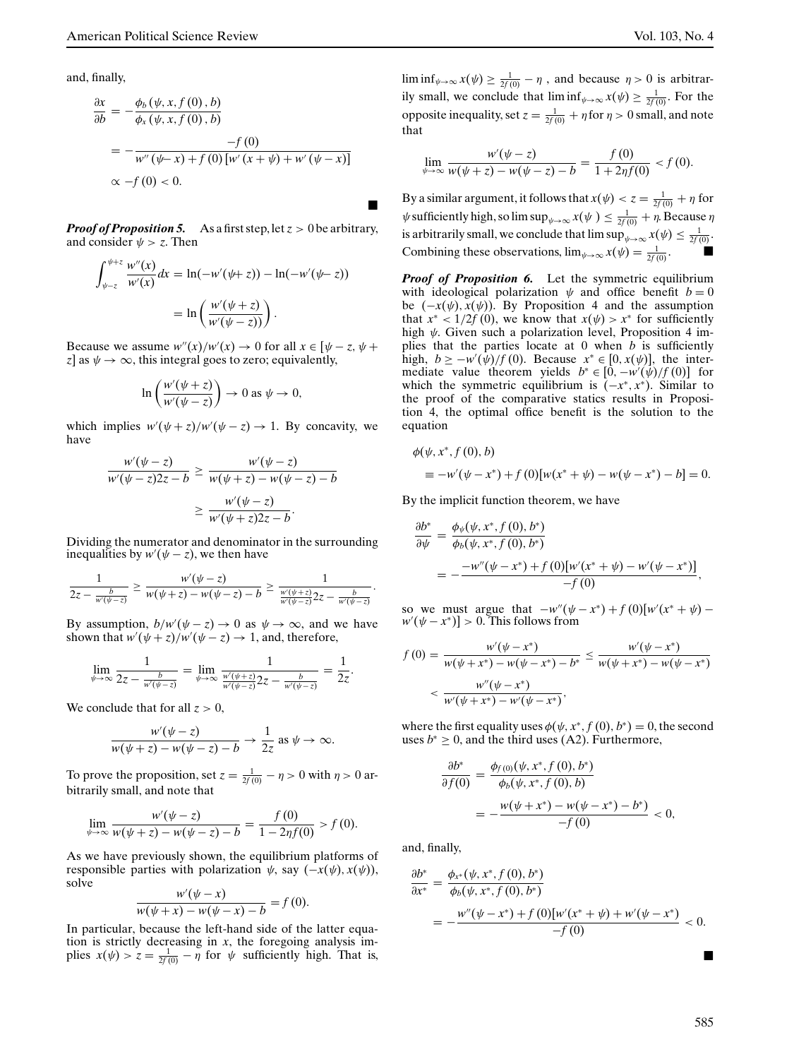and, finally,

$$\frac{\partial x}{\partial b} = -\frac{\phi_b(\psi, x, f(0), b)}{\phi_x(\psi, x, f(0), b)}$$

$$= -\frac{-f(0)}{w''(\psi - x) + f(0)[w'(x+\psi) + w'(\psi - x)]}$$

$$\propto -f(0) < 0.$$

■

***Proof of Proposition 5.*** As a first step, let $z > 0$ be arbitrary, and consider $\psi > z$. Then

$$\int_{\psi - z}^{\psi + z} \frac{w''(x)}{w'(x)} dx = \ln(-w'(\psi + z)) - \ln(-w'(\psi - z))$$

$$= \ln\left(\frac{w'(\psi + z)}{w'(\psi - z)}\right).$$

Because we assume $w''(x)/w'(x) \to 0$ for all $x \in [\psi - z, \psi + z]$ as $\psi \to \infty$, this integral goes to zero; equivalently,

$$\ln\left(\frac{w'(\psi + z)}{w'(\psi - z)}\right) \to 0 \text{ as } \psi \to 0,$$

which implies $w'(\psi + z)/w'(\psi - z) \to 1$. By concavity, we have

$$\frac{w'(\psi - z)}{w'(\psi - z)2z - b} \geq \frac{w'(\psi - z)}{w(\psi + z) - w(\psi - z) - b}$$

$$\geq \frac{w'(\psi - z)}{w'(\psi + z)2z - b}.$$

Dividing the numerator and denominator in the surrounding inequalities by $w'(\psi - z)$, we then have

$$\frac{1}{2z - \frac{b}{w'(\psi - z)}} \geq \frac{w'(\psi - z)}{w(\psi + z) - w(\psi - z) - b} \geq \frac{1}{\frac{w'(\psi + z)}{w'(\psi - z)}2z - \frac{b}{w'(\psi - z)}}.$$

By assumption, $b/w'(\psi - z) \to 0$ as $\psi \to \infty$, and we have shown that $w'(\psi + z)/w'(\psi - z) \to 1$, and, therefore,

$$\lim_{\psi \to \infty} \frac{1}{2z - \frac{b}{w'(\psi - z)}} = \lim_{\psi \to \infty} \frac{1}{\frac{w'(\psi + z)}{w'(\psi - z)}2z - \frac{b}{w'(\psi - z)}} = \frac{1}{2z}.$$

We conclude that for all $z > 0$,

$$\frac{w'(\psi - z)}{w(\psi + z) - w(\psi - z) - b} \to \frac{1}{2z} \text{ as } \psi \to \infty.$$

To prove the proposition, set $z = \frac{1}{2f(0)} - \eta > 0$ with $\eta > 0$ arbitrarily small, and note that

$$\lim_{\psi \to \infty} \frac{w'(\psi - z)}{w(\psi + z) - w(\psi - z) - b} = \frac{f(0)}{1 - 2\eta f(0)} > f(0).$$

As we have previously shown, the equilibrium platforms of responsible parties with polarization $\psi$, say $(-x(\psi), x(\psi))$, solve

$$\frac{w'(\psi - x)}{w(\psi + x) - w(\psi - x) - b} = f(0).$$

In particular, because the left-hand side of the latter equation is strictly decreasing in $x$, the foregoing analysis implies $x(\psi) > z = \frac{1}{2f(0)} - \eta$ for $\psi$ sufficiently high. That is, $\liminf_{\psi \to \infty} x(\psi) \geq \frac{1}{2f(0)} - \eta$, and because $\eta > 0$ is arbitrarily small, we conclude that $\liminf_{\psi \to \infty} x(\psi) \geq \frac{1}{2f(0)}$. For the opposite inequality, set $z = \frac{1}{2f(0)} + \eta$ for $\eta > 0$ small, and note that

$$\lim_{\psi \to \infty} \frac{w'(\psi - z)}{w(\psi + z) - w(\psi - z) - b} = \frac{f(0)}{1 + 2\eta f(0)} < f(0).$$

By a similar argument, it follows that $x(\psi) < z = \frac{1}{2f(0)} + \eta$ for $\psi$ sufficiently high, so $\limsup_{\psi \to \infty} x(\psi) \leq \frac{1}{2f(0)} + \eta$. Because $\eta$ is arbitrarily small, we conclude that $\limsup_{\psi \to \infty} x(\psi) \leq \frac{1}{2f(0)}$. Combining these observations, $\lim_{\psi \to \infty} x(\psi) = \frac{1}{2f(0)}$. ■

***Proof of Proposition 6.*** Let the symmetric equilibrium with ideological polarization $\psi$ and office benefit $b = 0$ be $(-x(\psi), x(\psi))$. By Proposition 4 and the assumption that $x^* < 1/2f(0)$, we know that $x(\psi) > x^*$ for sufficiently high $\psi$. Given such a polarization level, Proposition 4 implies that the parties locate at 0 when $b$ is sufficiently high, $b \geq -w'(\psi)/f(0)$. Because $x^* \in [0, x(\psi)]$, the intermediate value theorem yields $b^* \in [0, -w'(\psi)/f(0)]$ for which the symmetric equilibrium is $(-x^*, x^*)$. Similar to the proof of the comparative statics results in Proposition 4, the optimal office benefit is the solution to the equation

$$\phi(\psi, x^*, f(0), b)$$
$$\equiv -w'(\psi - x^*) + f(0)[w(x^* + \psi) - w(\psi - x^*) - b] = 0.$$

By the implicit function theorem, we have

$$\frac{\partial b^*}{\partial \psi} = \frac{\phi_\psi(\psi, x^*, f(0), b^*)}{\phi_b(\psi, x^*, f(0), b^*)}$$

$$= -\frac{-w''(\psi - x^*) + f(0)[w'(x^* + \psi) - w'(\psi - x^*)]}{-f(0)},$$

so we must argue that $-w''(\psi - x^*) + f(0)[w'(x^* + \psi) - w'(\psi - x^*)] > 0$. This follows from

$$f(0) = \frac{w'(\psi - x^*)}{w(\psi + x^*) - w(\psi - x^*) - b^*} \leq \frac{w'(\psi - x^*)}{w(\psi + x^*) - w(\psi - x^*)}$$

$$< \frac{w''(\psi - x^*)}{w'(\psi + x^*) - w'(\psi - x^*)},$$

where the first equality uses $\phi(\psi, x^*, f(0), b^*) = 0$, the second uses $b^* \geq 0$, and the third uses (A2). Furthermore,

$$\frac{\partial b^*}{\partial f(0)} = \frac{\phi_{f(0)}(\psi, x^*, f(0), b^*)}{\phi_b(\psi, x^*, f(0), b)}$$

$$= -\frac{w(\psi + x^*) - w(\psi - x^*) - b^*)}{-f(0)} < 0,$$

and, finally,

$$\frac{\partial b^*}{\partial x^*} = \frac{\phi_{x^*}(\psi, x^*, f(0), b^*)}{\phi_b(\psi, x^*, f(0), b^*)}$$

$$= -\frac{w''(\psi - x^*) + f(0)[w'(x^* + \psi) + w'(\psi - x^*)}{-f(0)} < 0.$$

■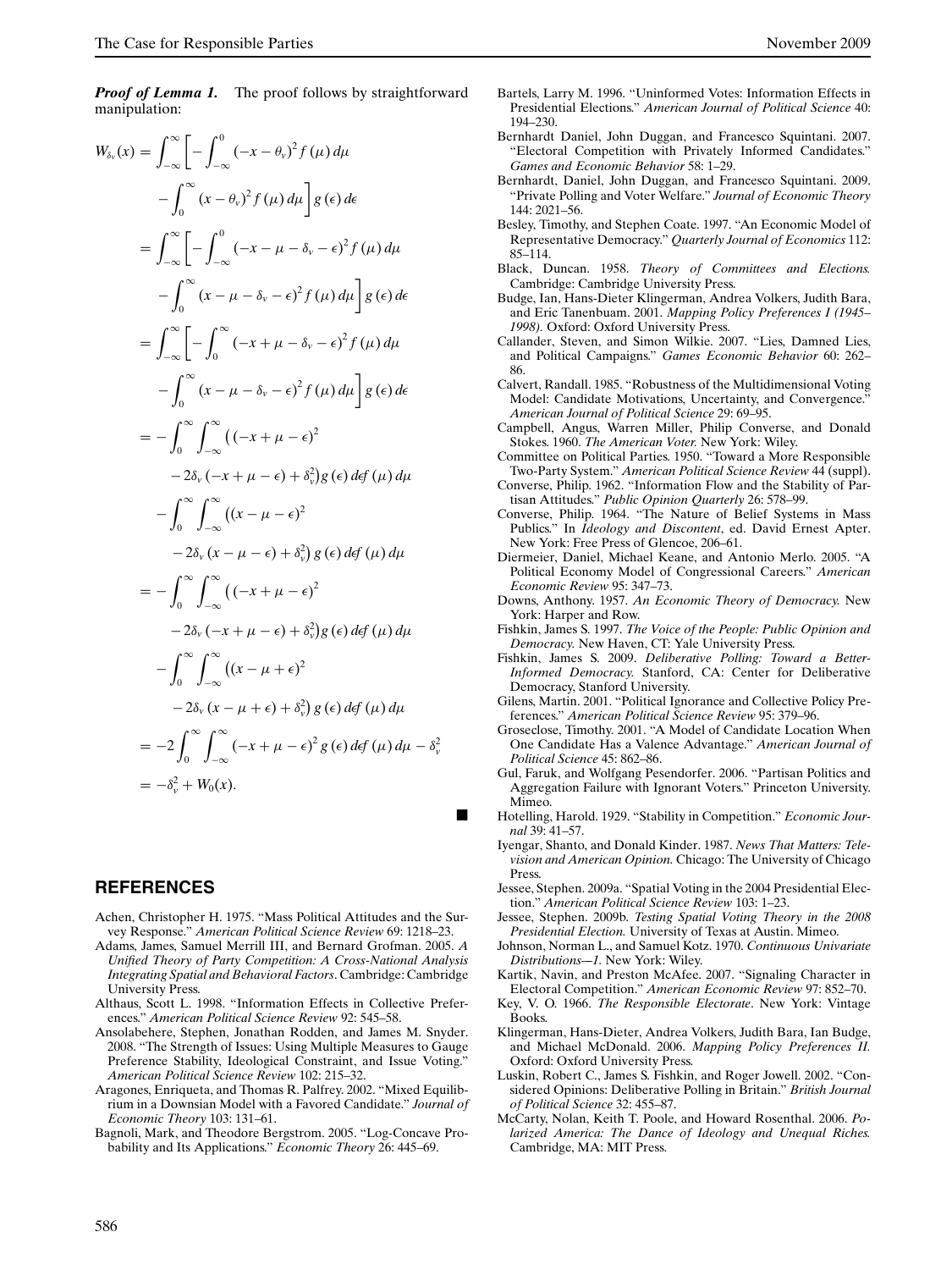***Proof of Lemma 1.*** The proof follows by straightforward manipulation:

$$
\begin{aligned}
W_{\delta_v}(x) &= \int_{-\infty}^{\infty}\left[-\int_{-\infty}^{0}(-x-\theta_v)^2 f(\mu)\,d\mu \right.\\
&\quad \left. -\int_{0}^{\infty}(x-\theta_v)^2 f(\mu)\,d\mu\right] g(\epsilon)\,d\epsilon\\
&= \int_{-\infty}^{\infty}\left[-\int_{-\infty}^{0}(-x-\mu-\delta_v-\epsilon)^2 f(\mu)\,d\mu \right.\\
&\quad \left. -\int_{0}^{\infty}(x-\mu-\delta_v-\epsilon)^2 f(\mu)\,d\mu\right] g(\epsilon)\,d\epsilon\\
&= \int_{-\infty}^{\infty}\left[-\int_{0}^{\infty}(-x+\mu-\delta_v-\epsilon)^2 f(\mu)\,d\mu \right.\\
&\quad \left. -\int_{0}^{\infty}(x-\mu-\delta_v-\epsilon)^2 f(\mu)\,d\mu\right] g(\epsilon)\,d\epsilon\\
&= -\int_{0}^{\infty}\int_{-\infty}^{\infty}\left((-x+\mu-\epsilon)^2 \right.\\
&\quad \left. -2\delta_v(-x+\mu-\epsilon)+\delta_v^2\right) g(\epsilon)\,d\epsilon f(\mu)\,d\mu\\
&\quad -\int_{0}^{\infty}\int_{-\infty}^{\infty}\left((x-\mu-\epsilon)^2 \right.\\
&\quad \left. -2\delta_v(x-\mu-\epsilon)+\delta_v^2\right) g(\epsilon)\,d\epsilon f(\mu)\,d\mu\\
&= -\int_{0}^{\infty}\int_{-\infty}^{\infty}\left((-x+\mu-\epsilon)^2 \right.\\
&\quad \left. -2\delta_v(-x+\mu-\epsilon)+\delta_v^2\right) g(\epsilon)\,d\epsilon f(\mu)\,d\mu\\
&\quad -\int_{0}^{\infty}\int_{-\infty}^{\infty}\left((x-\mu+\epsilon)^2 \right.\\
&\quad \left. -2\delta_v(x-\mu+\epsilon)+\delta_v^2\right) g(\epsilon)\,d\epsilon f(\mu)\,d\mu\\
&= -2\int_{0}^{\infty}\int_{-\infty}^{\infty}(-x+\mu-\epsilon)^2 g(\epsilon)\,d\epsilon f(\mu)\,d\mu - \delta_v^2\\
&= -\delta_v^2 + W_0(x).
\end{aligned}
$$

■

## REFERENCES

Achen, Christopher H. 1975. "Mass Political Attitudes and the Survey Response." *American Political Science Review* 69: 1218–23.

Adams, James, Samuel Merrill III, and Bernard Grofman. 2005. *A Unified Theory of Party Competition: A Cross-National Analysis Integrating Spatial and Behavioral Factors*. Cambridge: Cambridge University Press.

Althaus, Scott L. 1998. "Information Effects in Collective Preferences." *American Political Science Review* 92: 545–58.

Ansolabehere, Stephen, Jonathan Rodden, and James M. Snyder. 2008. "The Strength of Issues: Using Multiple Measures to Gauge Preference Stability, Ideological Constraint, and Issue Voting." *American Political Science Review* 102: 215–32.

Aragones, Enriqueta, and Thomas R. Palfrey. 2002. "Mixed Equilibrium in a Downsian Model with a Favored Candidate." *Journal of Economic Theory* 103: 131–61.

Bagnoli, Mark, and Theodore Bergstrom. 2005. "Log-Concave Probability and Its Applications." *Economic Theory* 26: 445–69.

Bartels, Larry M. 1996. "Uninformed Votes: Information Effects in Presidential Elections." *American Journal of Political Science* 40: 194–230.

Bernhardt Daniel, John Duggan, and Francesco Squintani. 2007. "Electoral Competition with Privately Informed Candidates." *Games and Economic Behavior* 58: 1–29.

Bernhardt, Daniel, John Duggan, and Francesco Squintani. 2009. "Private Polling and Voter Welfare." *Journal of Economic Theory* 144: 2021–56.

Besley, Timothy, and Stephen Coate. 1997. "An Economic Model of Representative Democracy." *Quarterly Journal of Economics* 112: 85–114.

Black, Duncan. 1958. *Theory of Committees and Elections.* Cambridge: Cambridge University Press.

Budge, Ian, Hans-Dieter Klingerman, Andrea Volkers, Judith Bara, and Eric Tanenbuam. 2001. *Mapping Policy Preferences I (1945–1998).* Oxford: Oxford University Press.

Callander, Steven, and Simon Wilkie. 2007. "Lies, Damned Lies, and Political Campaigns." *Games Economic Behavior* 60: 262–86.

Calvert, Randall. 1985. "Robustness of the Multidimensional Voting Model: Candidate Motivations, Uncertainty, and Convergence." *American Journal of Political Science* 29: 69–95.

Campbell, Angus, Warren Miller, Philip Converse, and Donald Stokes. 1960. *The American Voter.* New York: Wiley.

Committee on Political Parties. 1950. "Toward a More Responsible Two-Party System." *American Political Science Review* 44 (suppl).

Converse, Philip. 1962. "Information Flow and the Stability of Partisan Attitudes." *Public Opinion Quarterly* 26: 578–99.

Converse, Philip. 1964. "The Nature of Belief Systems in Mass Publics." In *Ideology and Discontent*, ed. David Ernest Apter. New York: Free Press of Glencoe, 206–61.

Diermeier, Daniel, Michael Keane, and Antonio Merlo. 2005. "A Political Economy Model of Congressional Careers." *American Economic Review* 95: 347–73.

Downs, Anthony. 1957. *An Economic Theory of Democracy.* New York: Harper and Row.

Fishkin, James S. 1997. *The Voice of the People: Public Opinion and Democracy.* New Haven, CT: Yale University Press.

Fishkin, James S. 2009. *Deliberative Polling: Toward a Better-Informed Democracy.* Stanford, CA: Center for Deliberative Democracy, Stanford University.

Gilens, Martin. 2001. "Political Ignorance and Collective Policy Preferences." *American Political Science Review* 95: 379–96.

Groseclose, Timothy. 2001. "A Model of Candidate Location When One Candidate Has a Valence Advantage." *American Journal of Political Science* 45: 862–86.

Gul, Faruk, and Wolfgang Pesendorfer. 2006. "Partisan Politics and Aggregation Failure with Ignorant Voters." Princeton University. Mimeo.

Hotelling, Harold. 1929. "Stability in Competition." *Economic Journal* 39: 41–57.

Iyengar, Shanto, and Donald Kinder. 1987. *News That Matters: Television and American Opinion.* Chicago: The University of Chicago Press.

Jessee, Stephen. 2009a. "Spatial Voting in the 2004 Presidential Election." *American Political Science Review* 103: 1–23.

Jessee, Stephen. 2009b. *Testing Spatial Voting Theory in the 2008 Presidential Election.* University of Texas at Austin. Mimeo.

Johnson, Norman L., and Samuel Kotz. 1970. *Continuous Univariate Distributions—1.* New York: Wiley.

Kartik, Navin, and Preston McAfee. 2007. "Signaling Character in Electoral Competition." *American Economic Review* 97: 852–70.

Key, V. O. 1966. *The Responsible Electorate*. New York: Vintage Books.

Klingerman, Hans-Dieter, Andrea Volkers, Judith Bara, Ian Budge, and Michael McDonald. 2006. *Mapping Policy Preferences II.* Oxford: Oxford University Press.

Luskin, Robert C., James S. Fishkin, and Roger Jowell. 2002. "Considered Opinions: Deliberative Polling in Britain." *British Journal of Political Science* 32: 455–87.

McCarty, Nolan, Keith T. Poole, and Howard Rosenthal. 2006. *Polarized America: The Dance of Ideology and Unequal Riches.* Cambridge, MA: MIT Press.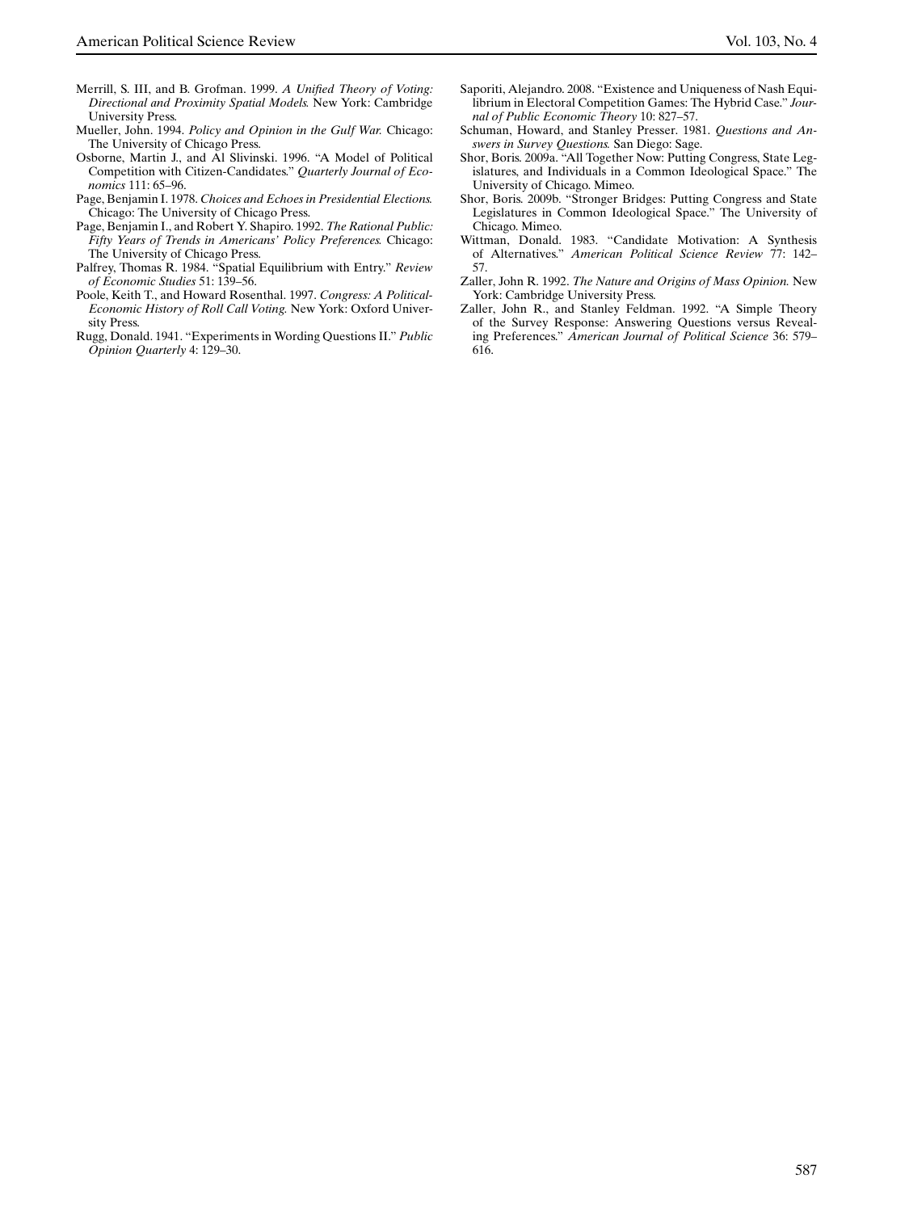Merrill, S. III, and B. Grofman. 1999. *A Unified Theory of Voting: Directional and Proximity Spatial Models.* New York: Cambridge University Press.

Mueller, John. 1994. *Policy and Opinion in the Gulf War.* Chicago: The University of Chicago Press.

Osborne, Martin J., and Al Slivinski. 1996. "A Model of Political Competition with Citizen-Candidates." *Quarterly Journal of Economics* 111: 65–96.

Page, Benjamin I. 1978. *Choices and Echoes in Presidential Elections.* Chicago: The University of Chicago Press.

Page, Benjamin I., and Robert Y. Shapiro. 1992. *The Rational Public: Fifty Years of Trends in Americans' Policy Preferences.* Chicago: The University of Chicago Press.

Palfrey, Thomas R. 1984. "Spatial Equilibrium with Entry." *Review of Economic Studies* 51: 139–56.

Poole, Keith T., and Howard Rosenthal. 1997. *Congress: A Political-Economic History of Roll Call Voting.* New York: Oxford University Press.

Rugg, Donald. 1941. "Experiments in Wording Questions II." *Public Opinion Quarterly* 4: 129–30.

Saporiti, Alejandro. 2008. "Existence and Uniqueness of Nash Equilibrium in Electoral Competition Games: The Hybrid Case." *Journal of Public Economic Theory* 10: 827–57.

Schuman, Howard, and Stanley Presser. 1981. *Questions and Answers in Survey Questions.* San Diego: Sage.

Shor, Boris. 2009a. "All Together Now: Putting Congress, State Legislatures, and Individuals in a Common Ideological Space." The University of Chicago. Mimeo.

Shor, Boris. 2009b. "Stronger Bridges: Putting Congress and State Legislatures in Common Ideological Space." The University of Chicago. Mimeo.

Wittman, Donald. 1983. "Candidate Motivation: A Synthesis of Alternatives." *American Political Science Review* 77: 142–57.

Zaller, John R. 1992. *The Nature and Origins of Mass Opinion.* New York: Cambridge University Press.

Zaller, John R., and Stanley Feldman. 1992. "A Simple Theory of the Survey Response: Answering Questions versus Revealing Preferences." *American Journal of Political Science* 36: 579–616.